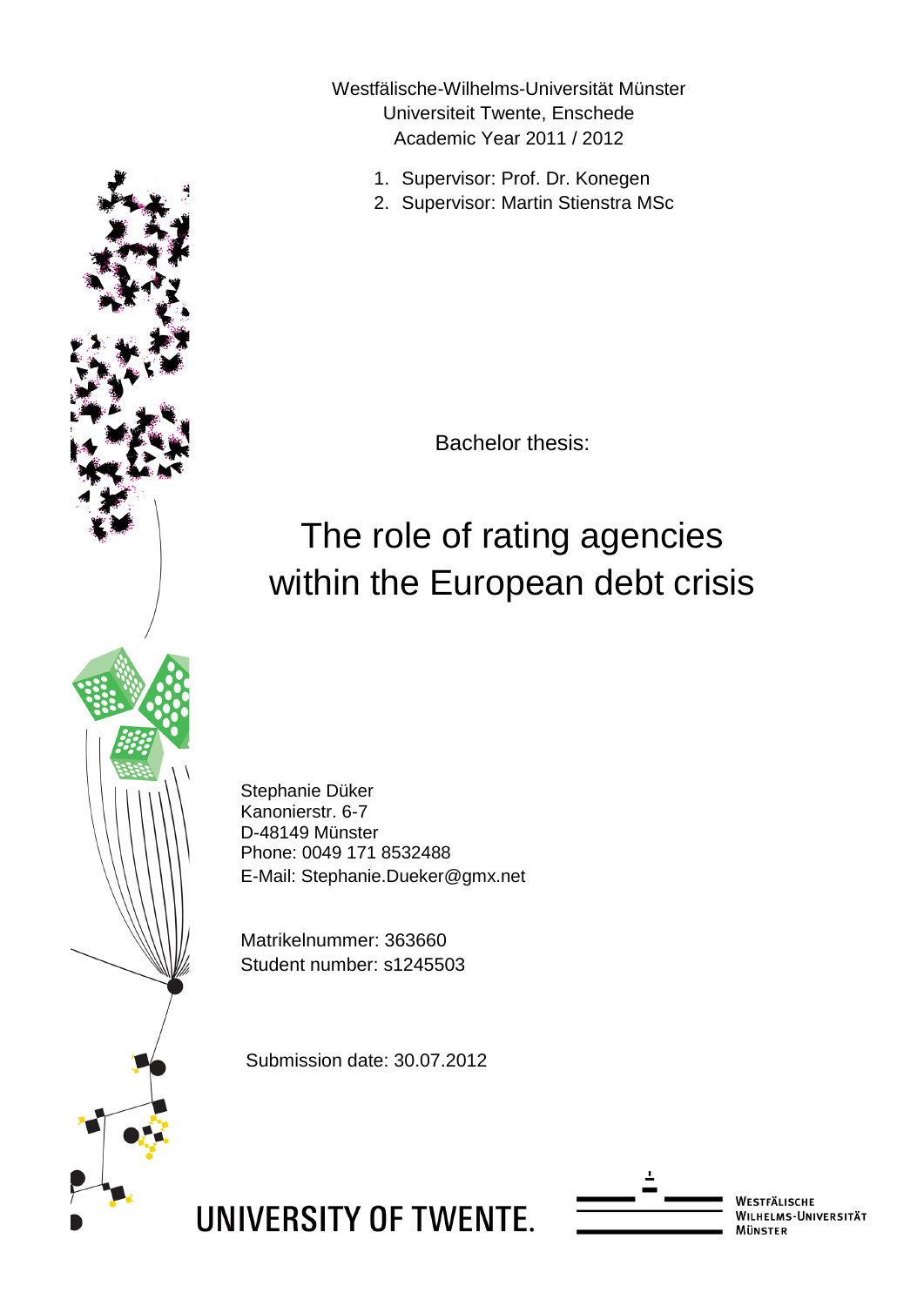Westfälische-Wilhelms-Universität Münster
Universiteit Twente, Enschede
Academic Year 2011 / 2012

1. Supervisor: Prof. Dr. Konegen
2. Supervisor: Martin Stienstra MSc

Bachelor thesis:

# The role of rating agencies within the European debt crisis

Stephanie Düker
Kanonierstr. 6-7
D-48149 Münster
Phone: 0049 171 8532488
E-Mail: Stephanie.Dueker@gmx.net

Matrikelnummer: 363660
Student number: s1245503

Submission date: 30.07.2012

UNIVERSITY OF TWENTE.

Westfälische Wilhelms-Universität Münster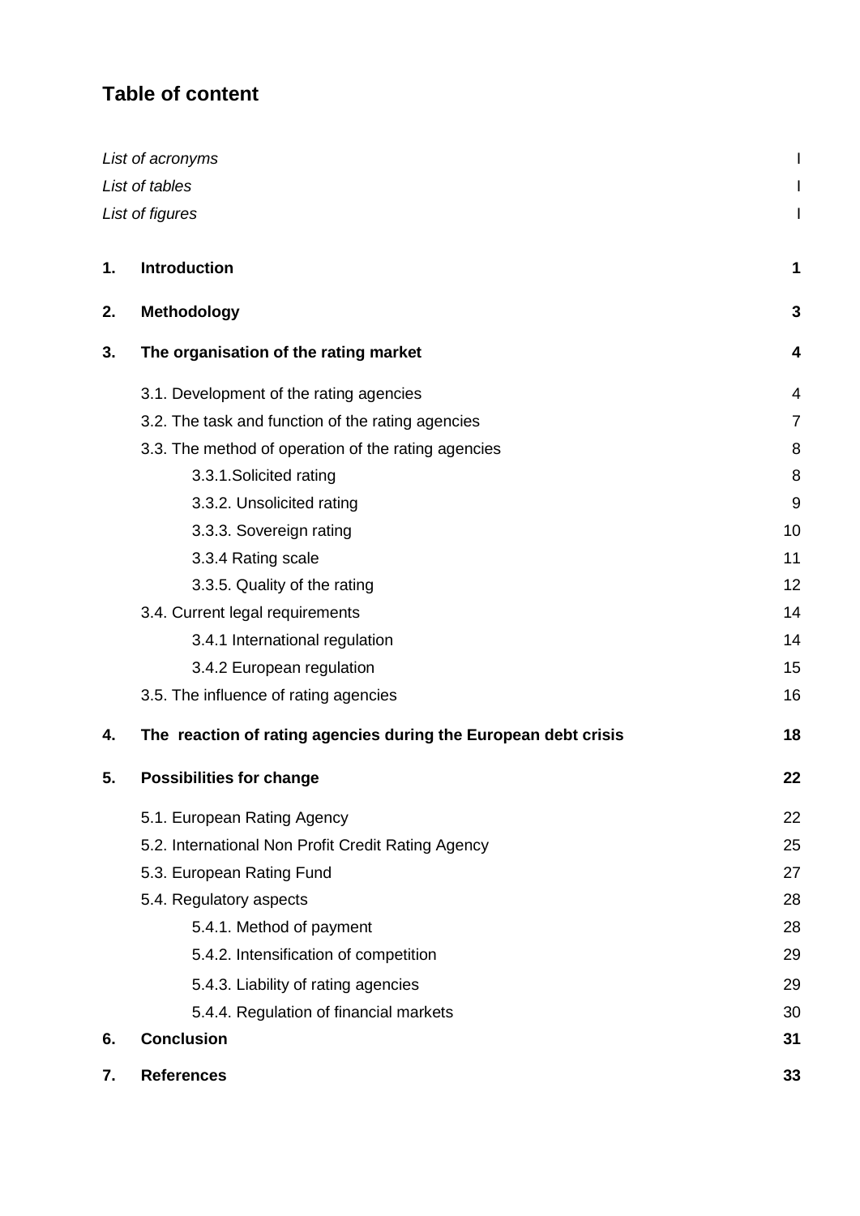# Table of content

*List of acronyms* I
*List of tables* I
*List of figures* I

**1. Introduction** **1**

**2. Methodology** **3**

**3. The organisation of the rating market** **4**

3.1. Development of the rating agencies 4
3.2. The task and function of the rating agencies 7
3.3. The method of operation of the rating agencies 8
3.3.1.Solicited rating 8
3.3.2. Unsolicited rating 9
3.3.3. Sovereign rating 10
3.3.4 Rating scale 11
3.3.5. Quality of the rating 12
3.4. Current legal requirements 14
3.4.1 International regulation 14
3.4.2 European regulation 15
3.5. The influence of rating agencies 16

**4. The reaction of rating agencies during the European debt crisis** **18**

**5. Possibilities for change** **22**

5.1. European Rating Agency 22
5.2. International Non Profit Credit Rating Agency 25
5.3. European Rating Fund 27
5.4. Regulatory aspects 28
5.4.1. Method of payment 28
5.4.2. Intensification of competition 29
5.4.3. Liability of rating agencies 29
5.4.4. Regulation of financial markets 30

**6. Conclusion** **31**

**7. References** **33**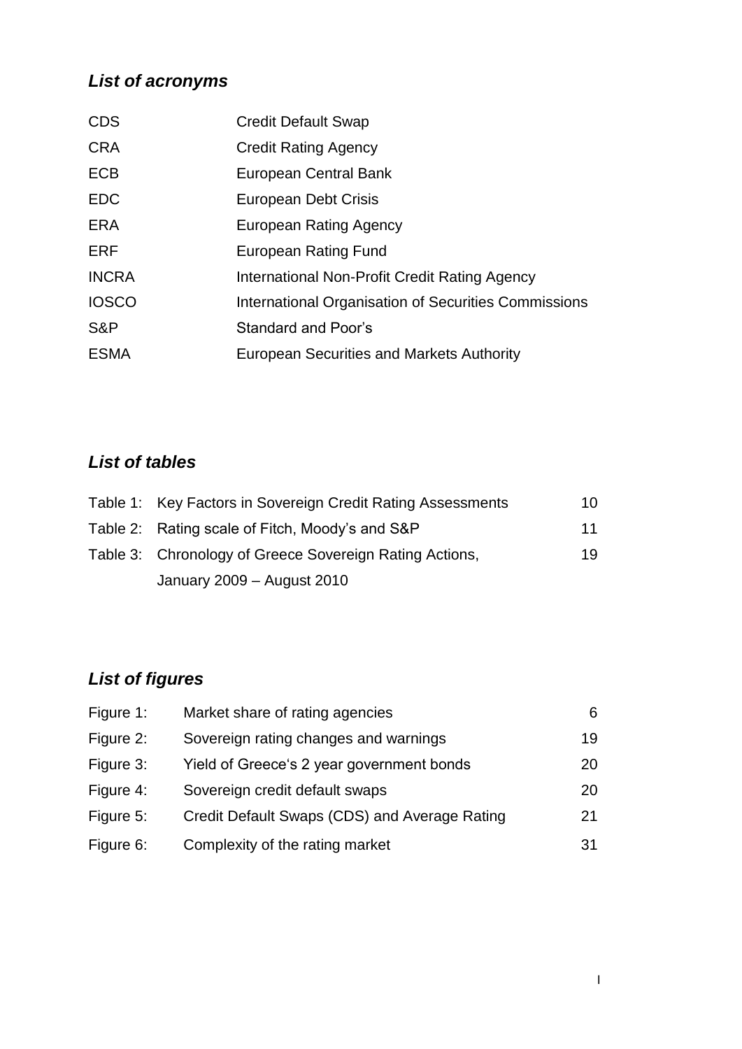## *List of acronyms*

| | |
|---|---|
| CDS | Credit Default Swap |
| CRA | Credit Rating Agency |
| ECB | European Central Bank |
| EDC | European Debt Crisis |
| ERA | European Rating Agency |
| ERF | European Rating Fund |
| INCRA | International Non-Profit Credit Rating Agency |
| IOSCO | International Organisation of Securities Commissions |
| S&P | Standard and Poor's |
| ESMA | European Securities and Markets Authority |

## *List of tables*

| | | |
|---|---|---|
| Table 1: | Key Factors in Sovereign Credit Rating Assessments | 10 |
| Table 2: | Rating scale of Fitch, Moody's and S&P | 11 |
| Table 3: | Chronology of Greece Sovereign Rating Actions, January 2009 – August 2010 | 19 |

## *List of figures*

| | | |
|---|---|---|
| Figure 1: | Market share of rating agencies | 6 |
| Figure 2: | Sovereign rating changes and warnings | 19 |
| Figure 3: | Yield of Greece's 2 year government bonds | 20 |
| Figure 4: | Sovereign credit default swaps | 20 |
| Figure 5: | Credit Default Swaps (CDS) and Average Rating | 21 |
| Figure 6: | Complexity of the rating market | 31 |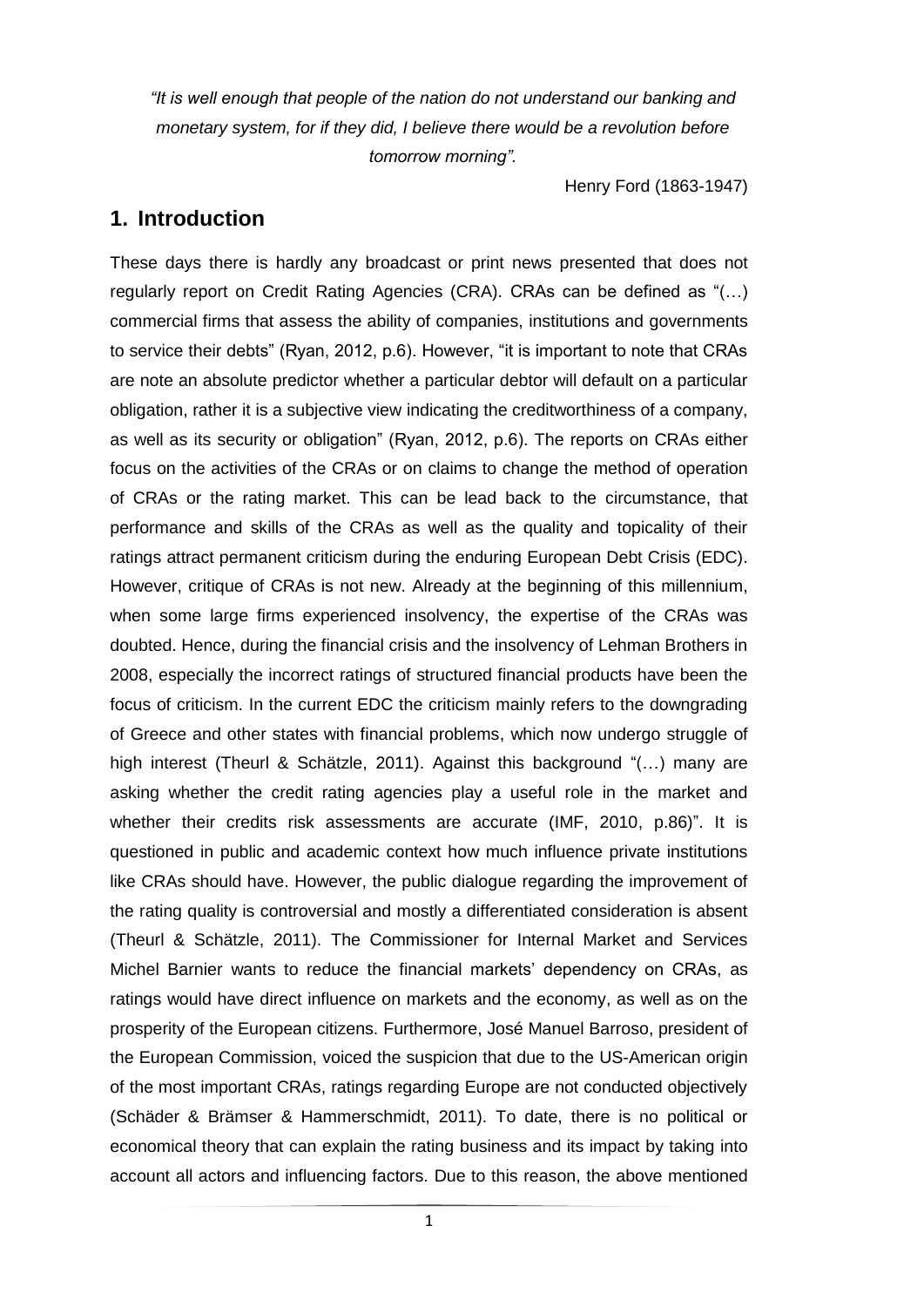*"It is well enough that people of the nation do not understand our banking and monetary system, for if they did, I believe there would be a revolution before tomorrow morning".*

Henry Ford (1863-1947)

## 1. Introduction

These days there is hardly any broadcast or print news presented that does not regularly report on Credit Rating Agencies (CRA). CRAs can be defined as "(…) commercial firms that assess the ability of companies, institutions and governments to service their debts" (Ryan, 2012, p.6). However, "it is important to note that CRAs are note an absolute predictor whether a particular debtor will default on a particular obligation, rather it is a subjective view indicating the creditworthiness of a company, as well as its security or obligation" (Ryan, 2012, p.6). The reports on CRAs either focus on the activities of the CRAs or on claims to change the method of operation of CRAs or the rating market. This can be lead back to the circumstance, that performance and skills of the CRAs as well as the quality and topicality of their ratings attract permanent criticism during the enduring European Debt Crisis (EDC). However, critique of CRAs is not new. Already at the beginning of this millennium, when some large firms experienced insolvency, the expertise of the CRAs was doubted. Hence, during the financial crisis and the insolvency of Lehman Brothers in 2008, especially the incorrect ratings of structured financial products have been the focus of criticism. In the current EDC the criticism mainly refers to the downgrading of Greece and other states with financial problems, which now undergo struggle of high interest (Theurl & Schätzle, 2011). Against this background "(…) many are asking whether the credit rating agencies play a useful role in the market and whether their credits risk assessments are accurate (IMF, 2010, p.86)". It is questioned in public and academic context how much influence private institutions like CRAs should have. However, the public dialogue regarding the improvement of the rating quality is controversial and mostly a differentiated consideration is absent (Theurl & Schätzle, 2011). The Commissioner for Internal Market and Services Michel Barnier wants to reduce the financial markets' dependency on CRAs, as ratings would have direct influence on markets and the economy, as well as on the prosperity of the European citizens. Furthermore, José Manuel Barroso, president of the European Commission, voiced the suspicion that due to the US-American origin of the most important CRAs, ratings regarding Europe are not conducted objectively (Schäder & Brämser & Hammerschmidt, 2011). To date, there is no political or economical theory that can explain the rating business and its impact by taking into account all actors and influencing factors. Due to this reason, the above mentioned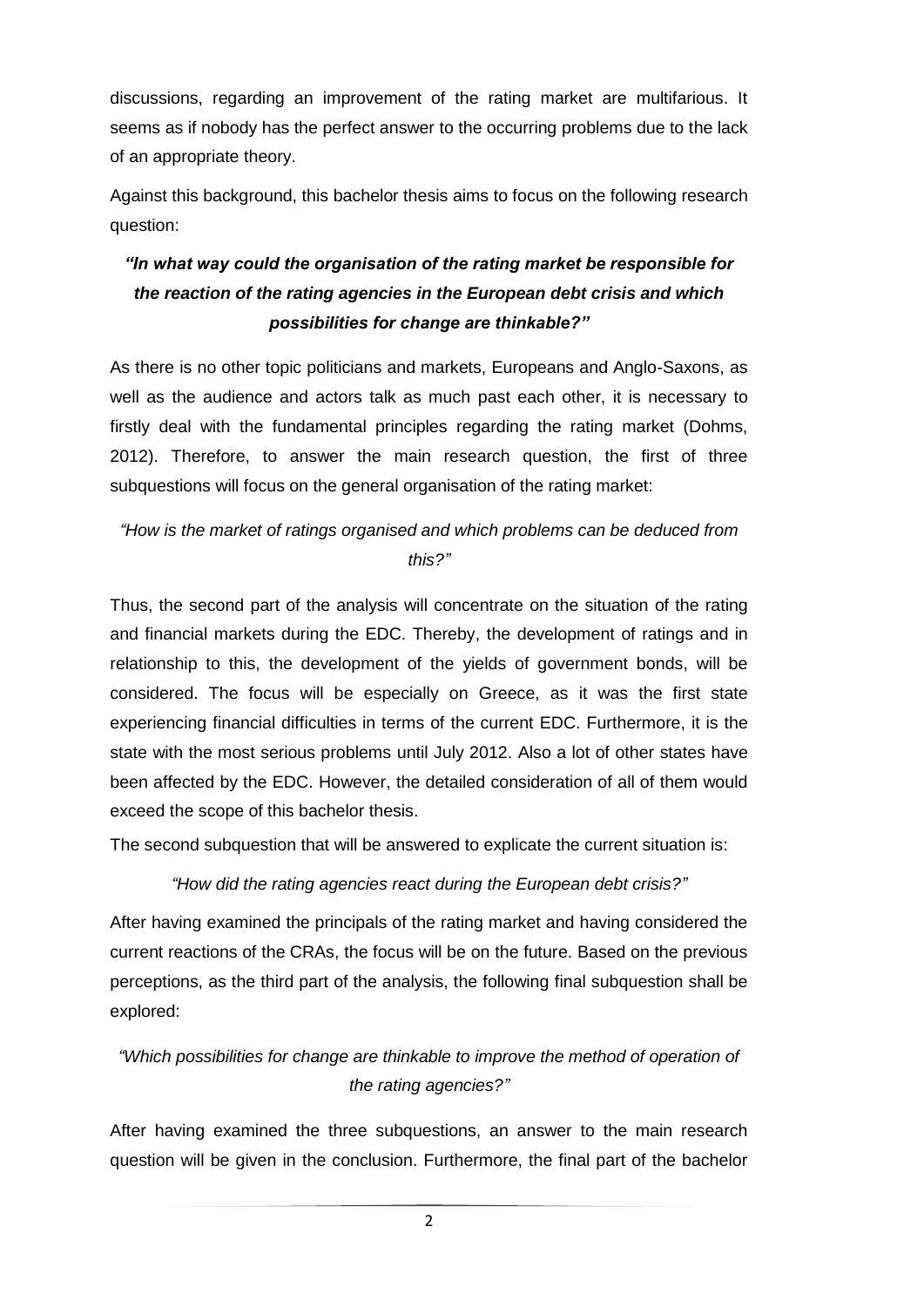discussions, regarding an improvement of the rating market are multifarious. It seems as if nobody has the perfect answer to the occurring problems due to the lack of an appropriate theory.

Against this background, this bachelor thesis aims to focus on the following research question:

***"In what way could the organisation of the rating market be responsible for the reaction of the rating agencies in the European debt crisis and which possibilities for change are thinkable?"***

As there is no other topic politicians and markets, Europeans and Anglo-Saxons, as well as the audience and actors talk as much past each other, it is necessary to firstly deal with the fundamental principles regarding the rating market (Dohms, 2012). Therefore, to answer the main research question, the first of three subquestions will focus on the general organisation of the rating market:

*"How is the market of ratings organised and which problems can be deduced from this?"*

Thus, the second part of the analysis will concentrate on the situation of the rating and financial markets during the EDC. Thereby, the development of ratings and in relationship to this, the development of the yields of government bonds, will be considered. The focus will be especially on Greece, as it was the first state experiencing financial difficulties in terms of the current EDC. Furthermore, it is the state with the most serious problems until July 2012. Also a lot of other states have been affected by the EDC. However, the detailed consideration of all of them would exceed the scope of this bachelor thesis.

The second subquestion that will be answered to explicate the current situation is:

*"How did the rating agencies react during the European debt crisis?"*

After having examined the principals of the rating market and having considered the current reactions of the CRAs, the focus will be on the future. Based on the previous perceptions, as the third part of the analysis, the following final subquestion shall be explored:

*"Which possibilities for change are thinkable to improve the method of operation of the rating agencies?"*

After having examined the three subquestions, an answer to the main research question will be given in the conclusion. Furthermore, the final part of the bachelor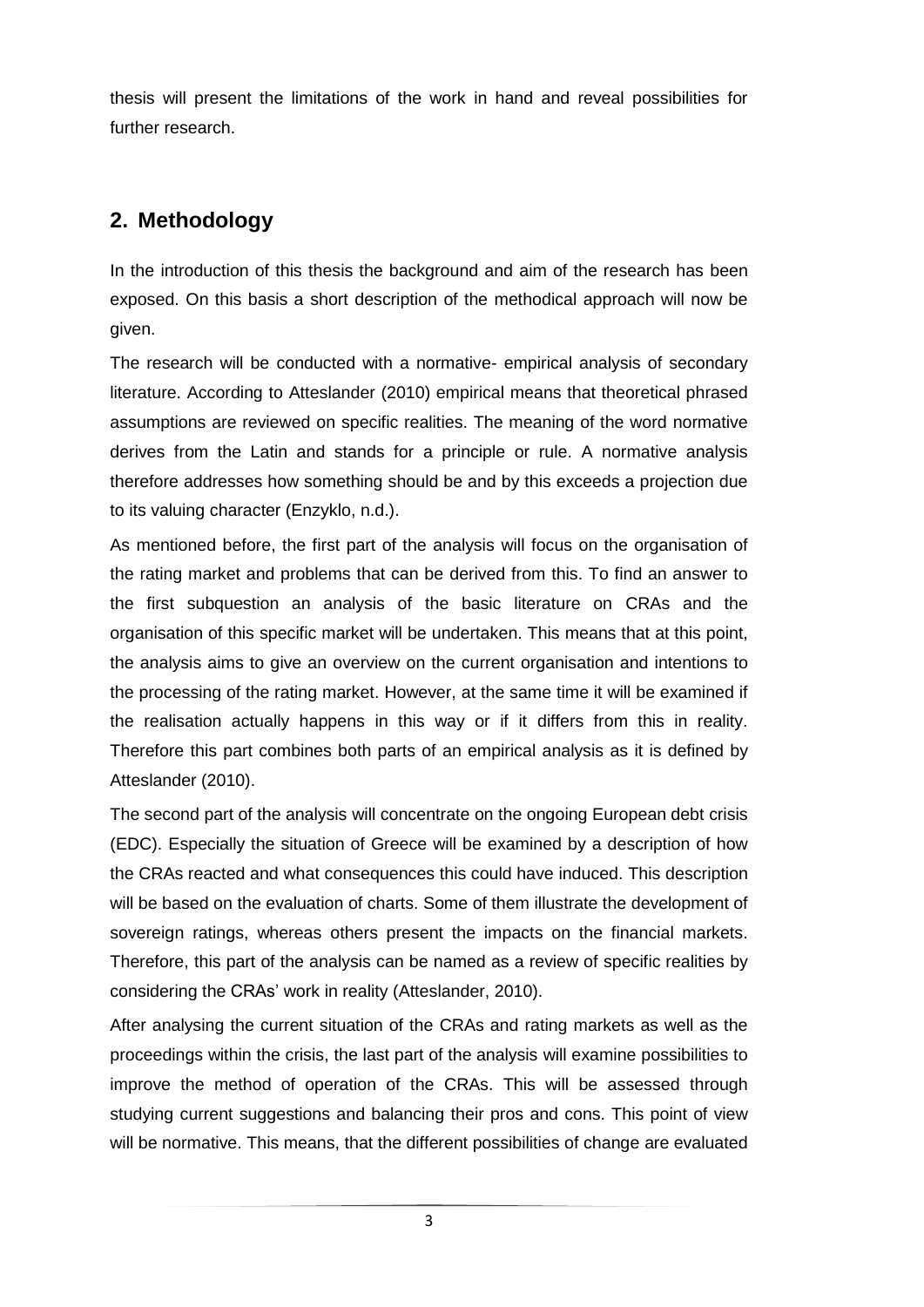thesis will present the limitations of the work in hand and reveal possibilities for further research.

## 2. Methodology

In the introduction of this thesis the background and aim of the research has been exposed. On this basis a short description of the methodical approach will now be given.

The research will be conducted with a normative- empirical analysis of secondary literature. According to Atteslander (2010) empirical means that theoretical phrased assumptions are reviewed on specific realities. The meaning of the word normative derives from the Latin and stands for a principle or rule. A normative analysis therefore addresses how something should be and by this exceeds a projection due to its valuing character (Enzyklo, n.d.).

As mentioned before, the first part of the analysis will focus on the organisation of the rating market and problems that can be derived from this. To find an answer to the first subquestion an analysis of the basic literature on CRAs and the organisation of this specific market will be undertaken. This means that at this point, the analysis aims to give an overview on the current organisation and intentions to the processing of the rating market. However, at the same time it will be examined if the realisation actually happens in this way or if it differs from this in reality. Therefore this part combines both parts of an empirical analysis as it is defined by Atteslander (2010).

The second part of the analysis will concentrate on the ongoing European debt crisis (EDC). Especially the situation of Greece will be examined by a description of how the CRAs reacted and what consequences this could have induced. This description will be based on the evaluation of charts. Some of them illustrate the development of sovereign ratings, whereas others present the impacts on the financial markets. Therefore, this part of the analysis can be named as a review of specific realities by considering the CRAs' work in reality (Atteslander, 2010).

After analysing the current situation of the CRAs and rating markets as well as the proceedings within the crisis, the last part of the analysis will examine possibilities to improve the method of operation of the CRAs. This will be assessed through studying current suggestions and balancing their pros and cons. This point of view will be normative. This means, that the different possibilities of change are evaluated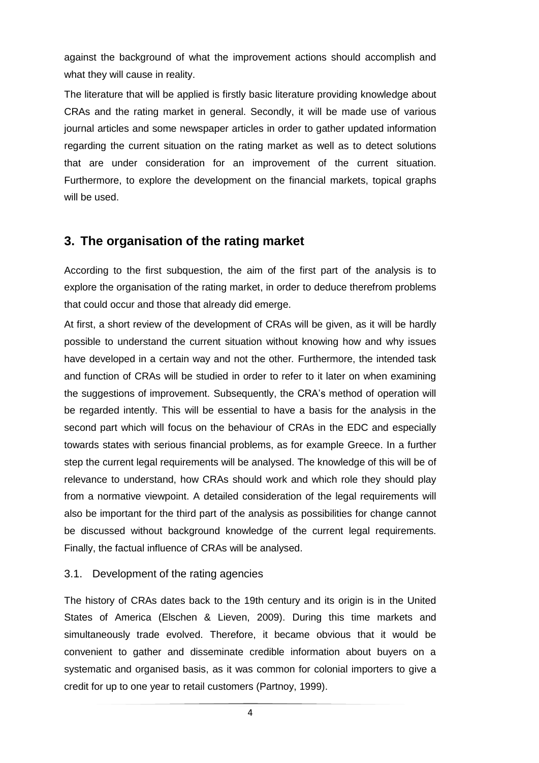against the background of what the improvement actions should accomplish and what they will cause in reality.

The literature that will be applied is firstly basic literature providing knowledge about CRAs and the rating market in general. Secondly, it will be made use of various journal articles and some newspaper articles in order to gather updated information regarding the current situation on the rating market as well as to detect solutions that are under consideration for an improvement of the current situation. Furthermore, to explore the development on the financial markets, topical graphs will be used.

## 3. The organisation of the rating market

According to the first subquestion, the aim of the first part of the analysis is to explore the organisation of the rating market, in order to deduce therefrom problems that could occur and those that already did emerge.

At first, a short review of the development of CRAs will be given, as it will be hardly possible to understand the current situation without knowing how and why issues have developed in a certain way and not the other. Furthermore, the intended task and function of CRAs will be studied in order to refer to it later on when examining the suggestions of improvement. Subsequently, the CRA's method of operation will be regarded intently. This will be essential to have a basis for the analysis in the second part which will focus on the behaviour of CRAs in the EDC and especially towards states with serious financial problems, as for example Greece. In a further step the current legal requirements will be analysed. The knowledge of this will be of relevance to understand, how CRAs should work and which role they should play from a normative viewpoint. A detailed consideration of the legal requirements will also be important for the third part of the analysis as possibilities for change cannot be discussed without background knowledge of the current legal requirements. Finally, the factual influence of CRAs will be analysed.

### 3.1. Development of the rating agencies

The history of CRAs dates back to the 19th century and its origin is in the United States of America (Elschen & Lieven, 2009). During this time markets and simultaneously trade evolved. Therefore, it became obvious that it would be convenient to gather and disseminate credible information about buyers on a systematic and organised basis, as it was common for colonial importers to give a credit for up to one year to retail customers (Partnoy, 1999).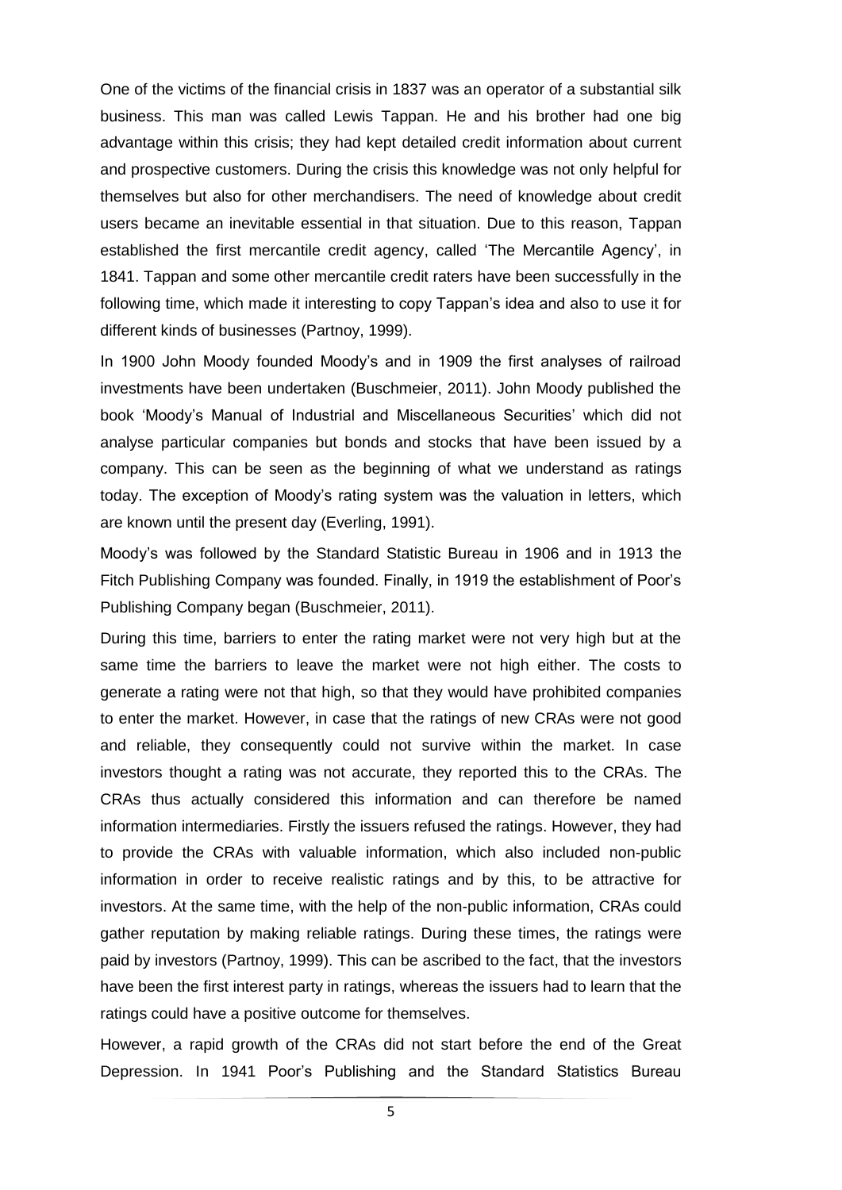One of the victims of the financial crisis in 1837 was an operator of a substantial silk business. This man was called Lewis Tappan. He and his brother had one big advantage within this crisis; they had kept detailed credit information about current and prospective customers. During the crisis this knowledge was not only helpful for themselves but also for other merchandisers. The need of knowledge about credit users became an inevitable essential in that situation. Due to this reason, Tappan established the first mercantile credit agency, called 'The Mercantile Agency', in 1841. Tappan and some other mercantile credit raters have been successfully in the following time, which made it interesting to copy Tappan's idea and also to use it for different kinds of businesses (Partnoy, 1999).

In 1900 John Moody founded Moody's and in 1909 the first analyses of railroad investments have been undertaken (Buschmeier, 2011). John Moody published the book 'Moody's Manual of Industrial and Miscellaneous Securities' which did not analyse particular companies but bonds and stocks that have been issued by a company. This can be seen as the beginning of what we understand as ratings today. The exception of Moody's rating system was the valuation in letters, which are known until the present day (Everling, 1991).

Moody's was followed by the Standard Statistic Bureau in 1906 and in 1913 the Fitch Publishing Company was founded. Finally, in 1919 the establishment of Poor's Publishing Company began (Buschmeier, 2011).

During this time, barriers to enter the rating market were not very high but at the same time the barriers to leave the market were not high either. The costs to generate a rating were not that high, so that they would have prohibited companies to enter the market. However, in case that the ratings of new CRAs were not good and reliable, they consequently could not survive within the market. In case investors thought a rating was not accurate, they reported this to the CRAs. The CRAs thus actually considered this information and can therefore be named information intermediaries. Firstly the issuers refused the ratings. However, they had to provide the CRAs with valuable information, which also included non-public information in order to receive realistic ratings and by this, to be attractive for investors. At the same time, with the help of the non-public information, CRAs could gather reputation by making reliable ratings. During these times, the ratings were paid by investors (Partnoy, 1999). This can be ascribed to the fact, that the investors have been the first interest party in ratings, whereas the issuers had to learn that the ratings could have a positive outcome for themselves.

However, a rapid growth of the CRAs did not start before the end of the Great Depression. In 1941 Poor's Publishing and the Standard Statistics Bureau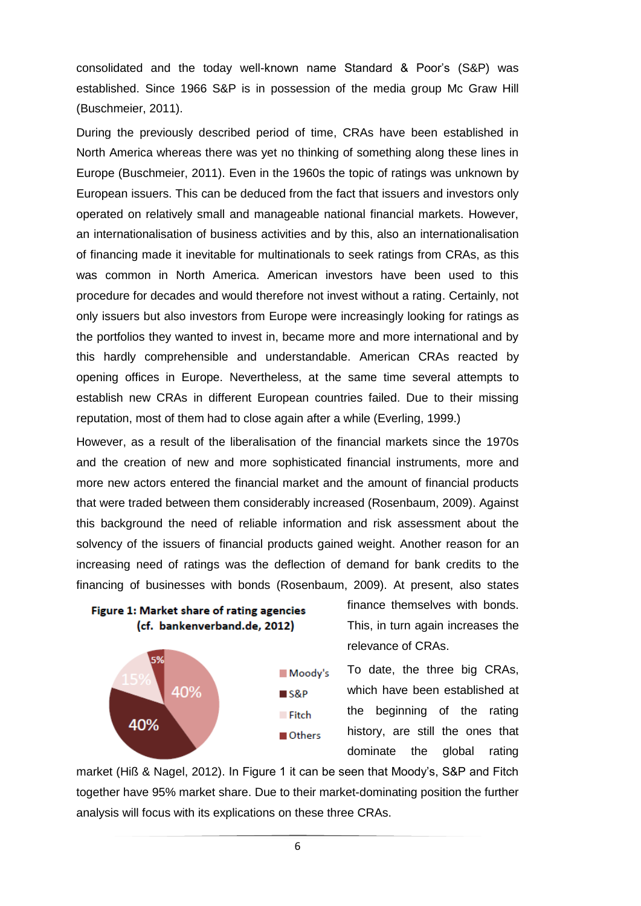consolidated and the today well-known name Standard & Poor's (S&P) was established. Since 1966 S&P is in possession of the media group Mc Graw Hill (Buschmeier, 2011).

During the previously described period of time, CRAs have been established in North America whereas there was yet no thinking of something along these lines in Europe (Buschmeier, 2011). Even in the 1960s the topic of ratings was unknown by European issuers. This can be deduced from the fact that issuers and investors only operated on relatively small and manageable national financial markets. However, an internationalisation of business activities and by this, also an internationalisation of financing made it inevitable for multinationals to seek ratings from CRAs, as this was common in North America. American investors have been used to this procedure for decades and would therefore not invest without a rating. Certainly, not only issuers but also investors from Europe were increasingly looking for ratings as the portfolios they wanted to invest in, became more and more international and by this hardly comprehensible and understandable. American CRAs reacted by opening offices in Europe. Nevertheless, at the same time several attempts to establish new CRAs in different European countries failed. Due to their missing reputation, most of them had to close again after a while (Everling, 1999.)

However, as a result of the liberalisation of the financial markets since the 1970s and the creation of new and more sophisticated financial instruments, more and more new actors entered the financial market and the amount of financial products that were traded between them considerably increased (Rosenbaum, 2009). Against this background the need of reliable information and risk assessment about the solvency of the issuers of financial products gained weight. Another reason for an increasing need of ratings was the deflection of demand for bank credits to the financing of businesses with bonds (Rosenbaum, 2009). At present, also states finance themselves with bonds. This, in turn again increases the relevance of CRAs.

**Figure 1: Market share of rating agencies (cf. bankenverband.de, 2012)**

| Agency | Market share |
|---|---|
| Moody's | 40% |
| S&P | 40% |
| Fitch | 15% |
| Others | 5% |

To date, the three big CRAs, which have been established at the beginning of the rating history, are still the ones that dominate the global rating market (Hiß & Nagel, 2012). In Figure 1 it can be seen that Moody's, S&P and Fitch together have 95% market share. Due to their market-dominating position the further analysis will focus with its explications on these three CRAs.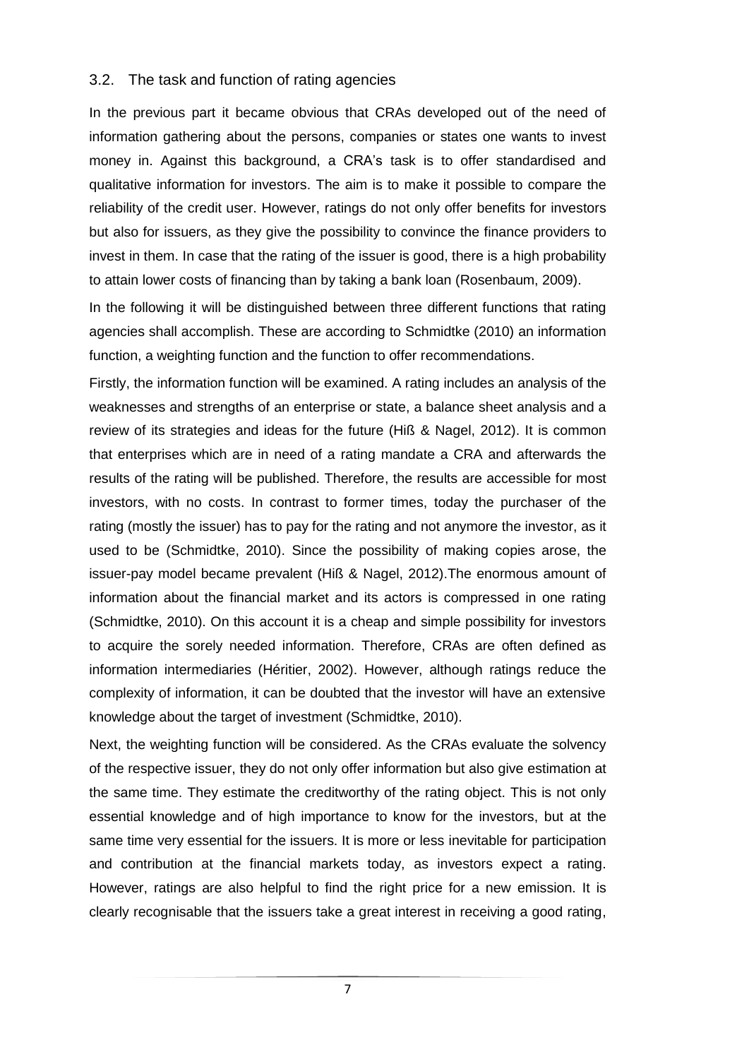### 3.2. The task and function of rating agencies

In the previous part it became obvious that CRAs developed out of the need of information gathering about the persons, companies or states one wants to invest money in. Against this background, a CRA's task is to offer standardised and qualitative information for investors. The aim is to make it possible to compare the reliability of the credit user. However, ratings do not only offer benefits for investors but also for issuers, as they give the possibility to convince the finance providers to invest in them. In case that the rating of the issuer is good, there is a high probability to attain lower costs of financing than by taking a bank loan (Rosenbaum, 2009).

In the following it will be distinguished between three different functions that rating agencies shall accomplish. These are according to Schmidtke (2010) an information function, a weighting function and the function to offer recommendations.

Firstly, the information function will be examined. A rating includes an analysis of the weaknesses and strengths of an enterprise or state, a balance sheet analysis and a review of its strategies and ideas for the future (Hiß & Nagel, 2012). It is common that enterprises which are in need of a rating mandate a CRA and afterwards the results of the rating will be published. Therefore, the results are accessible for most investors, with no costs. In contrast to former times, today the purchaser of the rating (mostly the issuer) has to pay for the rating and not anymore the investor, as it used to be (Schmidtke, 2010). Since the possibility of making copies arose, the issuer-pay model became prevalent (Hiß & Nagel, 2012).The enormous amount of information about the financial market and its actors is compressed in one rating (Schmidtke, 2010). On this account it is a cheap and simple possibility for investors to acquire the sorely needed information. Therefore, CRAs are often defined as information intermediaries (Héritier, 2002). However, although ratings reduce the complexity of information, it can be doubted that the investor will have an extensive knowledge about the target of investment (Schmidtke, 2010).

Next, the weighting function will be considered. As the CRAs evaluate the solvency of the respective issuer, they do not only offer information but also give estimation at the same time. They estimate the creditworthy of the rating object. This is not only essential knowledge and of high importance to know for the investors, but at the same time very essential for the issuers. It is more or less inevitable for participation and contribution at the financial markets today, as investors expect a rating. However, ratings are also helpful to find the right price for a new emission. It is clearly recognisable that the issuers take a great interest in receiving a good rating,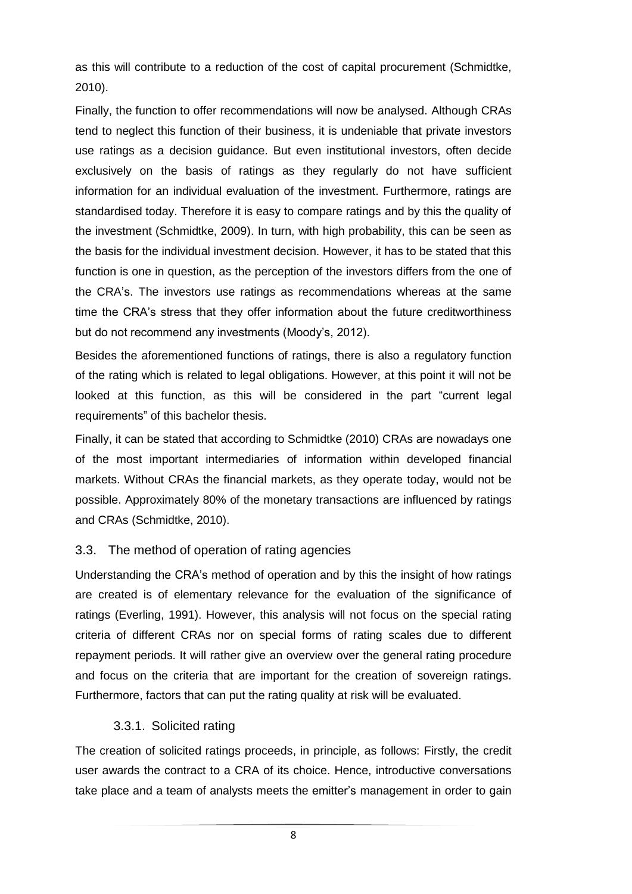as this will contribute to a reduction of the cost of capital procurement (Schmidtke, 2010).

Finally, the function to offer recommendations will now be analysed. Although CRAs tend to neglect this function of their business, it is undeniable that private investors use ratings as a decision guidance. But even institutional investors, often decide exclusively on the basis of ratings as they regularly do not have sufficient information for an individual evaluation of the investment. Furthermore, ratings are standardised today. Therefore it is easy to compare ratings and by this the quality of the investment (Schmidtke, 2009). In turn, with high probability, this can be seen as the basis for the individual investment decision. However, it has to be stated that this function is one in question, as the perception of the investors differs from the one of the CRA's. The investors use ratings as recommendations whereas at the same time the CRA's stress that they offer information about the future creditworthiness but do not recommend any investments (Moody's, 2012).

Besides the aforementioned functions of ratings, there is also a regulatory function of the rating which is related to legal obligations. However, at this point it will not be looked at this function, as this will be considered in the part "current legal requirements" of this bachelor thesis.

Finally, it can be stated that according to Schmidtke (2010) CRAs are nowadays one of the most important intermediaries of information within developed financial markets. Without CRAs the financial markets, as they operate today, would not be possible. Approximately 80% of the monetary transactions are influenced by ratings and CRAs (Schmidtke, 2010).

## 3.3. The method of operation of rating agencies

Understanding the CRA's method of operation and by this the insight of how ratings are created is of elementary relevance for the evaluation of the significance of ratings (Everling, 1991). However, this analysis will not focus on the special rating criteria of different CRAs nor on special forms of rating scales due to different repayment periods. It will rather give an overview over the general rating procedure and focus on the criteria that are important for the creation of sovereign ratings. Furthermore, factors that can put the rating quality at risk will be evaluated.

### 3.3.1. Solicited rating

The creation of solicited ratings proceeds, in principle, as follows: Firstly, the credit user awards the contract to a CRA of its choice. Hence, introductive conversations take place and a team of analysts meets the emitter's management in order to gain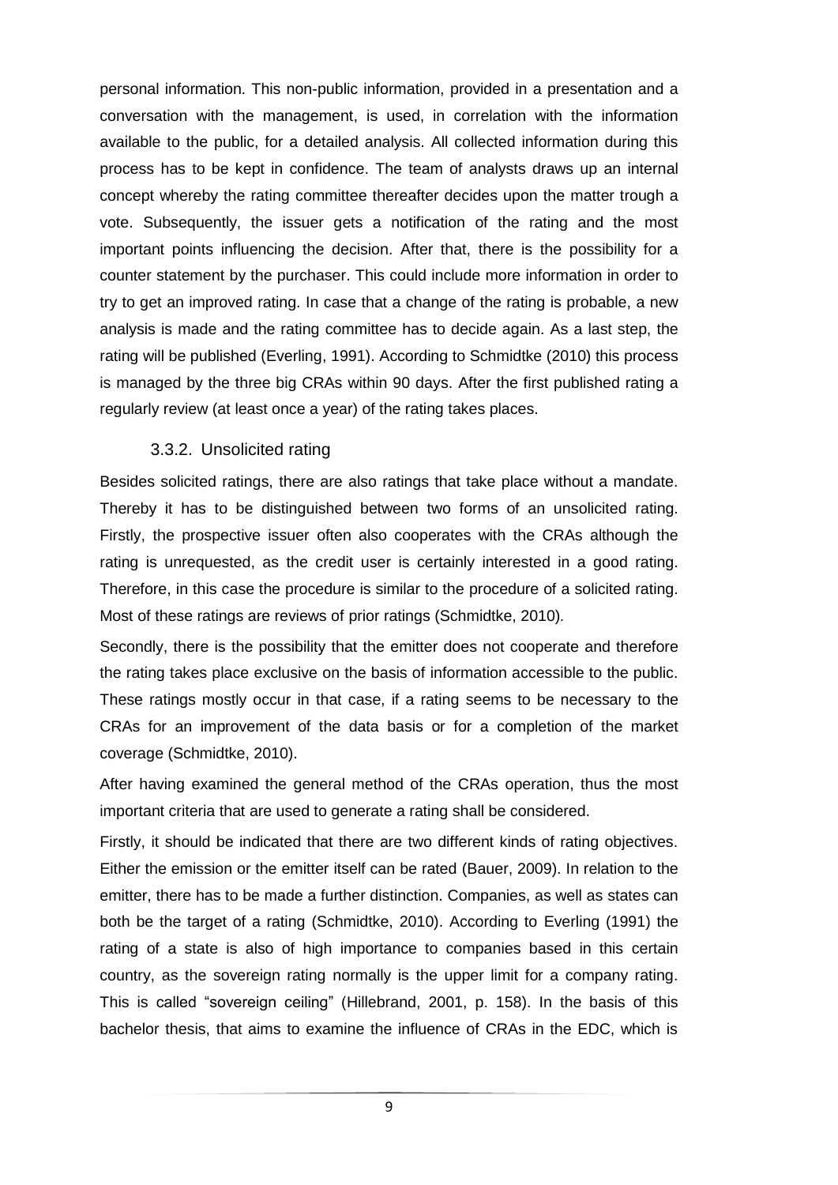personal information. This non-public information, provided in a presentation and a conversation with the management, is used, in correlation with the information available to the public, for a detailed analysis. All collected information during this process has to be kept in confidence. The team of analysts draws up an internal concept whereby the rating committee thereafter decides upon the matter trough a vote. Subsequently, the issuer gets a notification of the rating and the most important points influencing the decision. After that, there is the possibility for a counter statement by the purchaser. This could include more information in order to try to get an improved rating. In case that a change of the rating is probable, a new analysis is made and the rating committee has to decide again. As a last step, the rating will be published (Everling, 1991). According to Schmidtke (2010) this process is managed by the three big CRAs within 90 days. After the first published rating a regularly review (at least once a year) of the rating takes places.

### 3.3.2. Unsolicited rating

Besides solicited ratings, there are also ratings that take place without a mandate. Thereby it has to be distinguished between two forms of an unsolicited rating. Firstly, the prospective issuer often also cooperates with the CRAs although the rating is unrequested, as the credit user is certainly interested in a good rating. Therefore, in this case the procedure is similar to the procedure of a solicited rating. Most of these ratings are reviews of prior ratings (Schmidtke, 2010).

Secondly, there is the possibility that the emitter does not cooperate and therefore the rating takes place exclusive on the basis of information accessible to the public. These ratings mostly occur in that case, if a rating seems to be necessary to the CRAs for an improvement of the data basis or for a completion of the market coverage (Schmidtke, 2010).

After having examined the general method of the CRAs operation, thus the most important criteria that are used to generate a rating shall be considered.

Firstly, it should be indicated that there are two different kinds of rating objectives. Either the emission or the emitter itself can be rated (Bauer, 2009). In relation to the emitter, there has to be made a further distinction. Companies, as well as states can both be the target of a rating (Schmidtke, 2010). According to Everling (1991) the rating of a state is also of high importance to companies based in this certain country, as the sovereign rating normally is the upper limit for a company rating. This is called "sovereign ceiling" (Hillebrand, 2001, p. 158). In the basis of this bachelor thesis, that aims to examine the influence of CRAs in the EDC, which is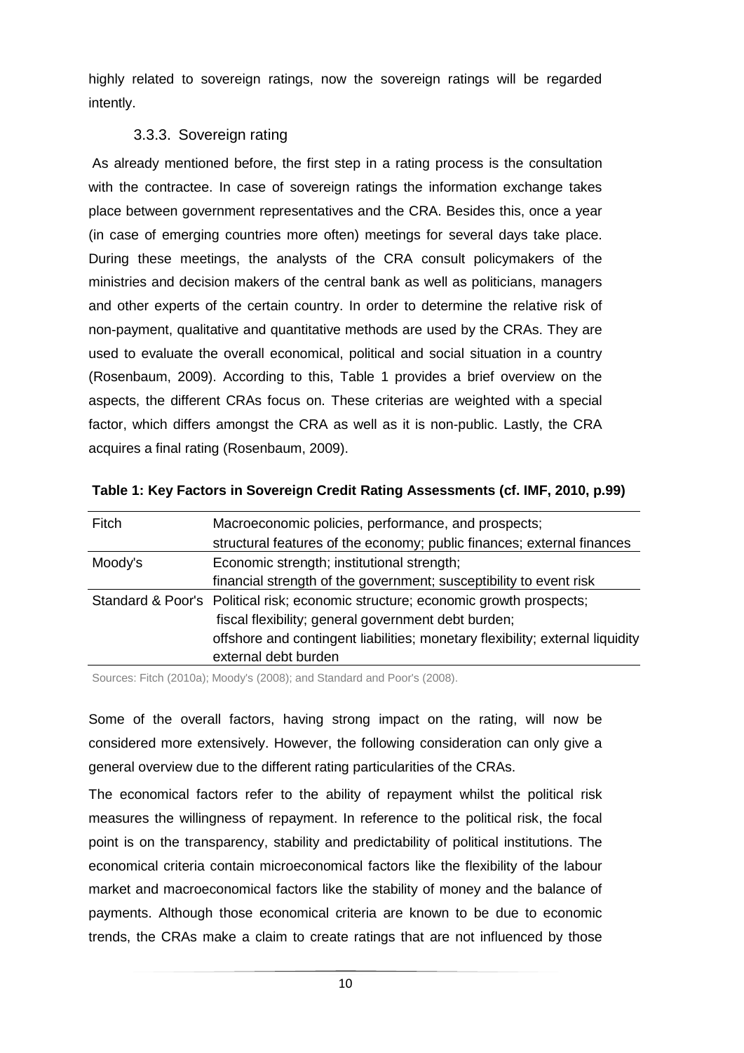highly related to sovereign ratings, now the sovereign ratings will be regarded intently.

### 3.3.3. Sovereign rating

As already mentioned before, the first step in a rating process is the consultation with the contractee. In case of sovereign ratings the information exchange takes place between government representatives and the CRA. Besides this, once a year (in case of emerging countries more often) meetings for several days take place. During these meetings, the analysts of the CRA consult policymakers of the ministries and decision makers of the central bank as well as politicians, managers and other experts of the certain country. In order to determine the relative risk of non-payment, qualitative and quantitative methods are used by the CRAs. They are used to evaluate the overall economical, political and social situation in a country (Rosenbaum, 2009). According to this, Table 1 provides a brief overview on the aspects, the different CRAs focus on. These criterias are weighted with a special factor, which differs amongst the CRA as well as it is non-public. Lastly, the CRA acquires a final rating (Rosenbaum, 2009).

**Table 1: Key Factors in Sovereign Credit Rating Assessments (cf. IMF, 2010, p.99)**

| | |
|---|---|
| Fitch | Macroeconomic policies, performance, and prospects; structural features of the economy; public finances; external finances |
| Moody's | Economic strength; institutional strength; financial strength of the government; susceptibility to event risk |
| Standard & Poor's | Political risk; economic structure; economic growth prospects; fiscal flexibility; general government debt burden; offshore and contingent liabilities; monetary flexibility; external liquidity external debt burden |

Sources: Fitch (2010a); Moody's (2008); and Standard and Poor's (2008).

Some of the overall factors, having strong impact on the rating, will now be considered more extensively. However, the following consideration can only give a general overview due to the different rating particularities of the CRAs.

The economical factors refer to the ability of repayment whilst the political risk measures the willingness of repayment. In reference to the political risk, the focal point is on the transparency, stability and predictability of political institutions. The economical criteria contain microeconomical factors like the flexibility of the labour market and macroeconomical factors like the stability of money and the balance of payments. Although those economical criteria are known to be due to economic trends, the CRAs make a claim to create ratings that are not influenced by those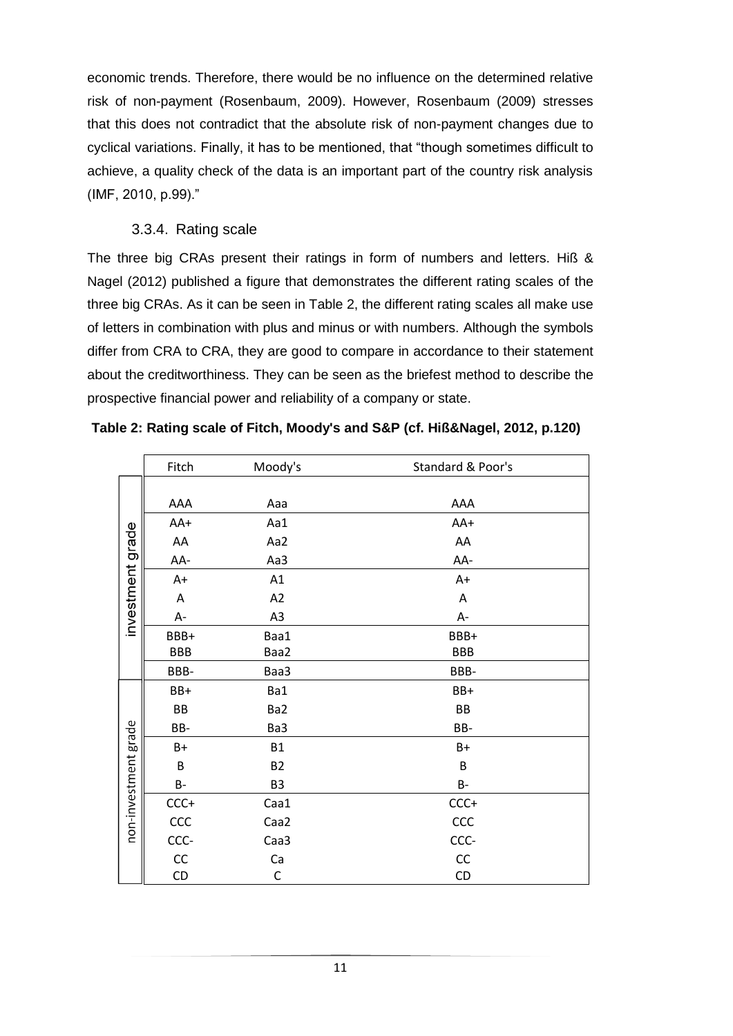economic trends. Therefore, there would be no influence on the determined relative risk of non-payment (Rosenbaum, 2009). However, Rosenbaum (2009) stresses that this does not contradict that the absolute risk of non-payment changes due to cyclical variations. Finally, it has to be mentioned, that "though sometimes difficult to achieve, a quality check of the data is an important part of the country risk analysis (IMF, 2010, p.99)."

### 3.3.4. Rating scale

The three big CRAs present their ratings in form of numbers and letters. Hiß & Nagel (2012) published a figure that demonstrates the different rating scales of the three big CRAs. As it can be seen in Table 2, the different rating scales all make use of letters in combination with plus and minus or with numbers. Although the symbols differ from CRA to CRA, they are good to compare in accordance to their statement about the creditworthiness. They can be seen as the briefest method to describe the prospective financial power and reliability of a company or state.

**Table 2: Rating scale of Fitch, Moody's and S&P (cf. Hiß&Nagel, 2012, p.120)**

| | Fitch | Moody's | Standard & Poor's |
|---|---|---|---|
| investment grade | AAA | Aaa | AAA |
| | AA+ | Aa1 | AA+ |
| | AA | Aa2 | AA |
| | AA- | Aa3 | AA- |
| | A+ | A1 | A+ |
| | A | A2 | A |
| | A- | A3 | A- |
| | BBB+ | Baa1 | BBB+ |
| | BBB | Baa2 | BBB |
| | BBB- | Baa3 | BBB- |
| non-investment grade | BB+ | Ba1 | BB+ |
| | BB | Ba2 | BB |
| | BB- | Ba3 | BB- |
| | B+ | B1 | B+ |
| | B | B2 | B |
| | B- | B3 | B- |
| | CCC+ | Caa1 | CCC+ |
| | CCC | Caa2 | CCC |
| | CCC- | Caa3 | CCC- |
| | CC | Ca | CC |
| | CD | C | CD |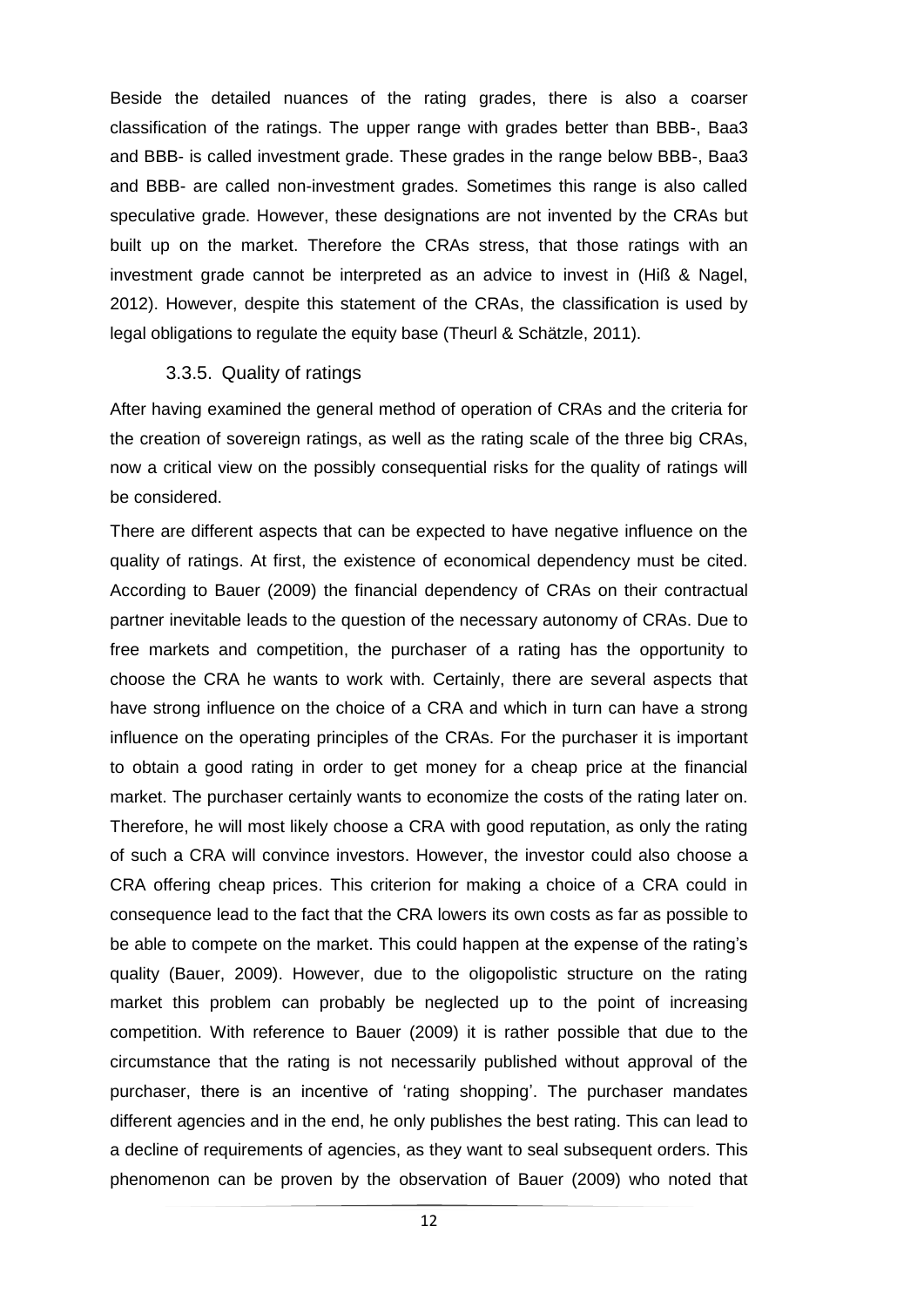Beside the detailed nuances of the rating grades, there is also a coarser classification of the ratings. The upper range with grades better than BBB-, Baa3 and BBB- is called investment grade. These grades in the range below BBB-, Baa3 and BBB- are called non-investment grades. Sometimes this range is also called speculative grade. However, these designations are not invented by the CRAs but built up on the market. Therefore the CRAs stress, that those ratings with an investment grade cannot be interpreted as an advice to invest in (Hiß & Nagel, 2012). However, despite this statement of the CRAs, the classification is used by legal obligations to regulate the equity base (Theurl & Schätzle, 2011).

### 3.3.5. Quality of ratings

After having examined the general method of operation of CRAs and the criteria for the creation of sovereign ratings, as well as the rating scale of the three big CRAs, now a critical view on the possibly consequential risks for the quality of ratings will be considered.

There are different aspects that can be expected to have negative influence on the quality of ratings. At first, the existence of economical dependency must be cited. According to Bauer (2009) the financial dependency of CRAs on their contractual partner inevitable leads to the question of the necessary autonomy of CRAs. Due to free markets and competition, the purchaser of a rating has the opportunity to choose the CRA he wants to work with. Certainly, there are several aspects that have strong influence on the choice of a CRA and which in turn can have a strong influence on the operating principles of the CRAs. For the purchaser it is important to obtain a good rating in order to get money for a cheap price at the financial market. The purchaser certainly wants to economize the costs of the rating later on. Therefore, he will most likely choose a CRA with good reputation, as only the rating of such a CRA will convince investors. However, the investor could also choose a CRA offering cheap prices. This criterion for making a choice of a CRA could in consequence lead to the fact that the CRA lowers its own costs as far as possible to be able to compete on the market. This could happen at the expense of the rating's quality (Bauer, 2009). However, due to the oligopolistic structure on the rating market this problem can probably be neglected up to the point of increasing competition. With reference to Bauer (2009) it is rather possible that due to the circumstance that the rating is not necessarily published without approval of the purchaser, there is an incentive of 'rating shopping'. The purchaser mandates different agencies and in the end, he only publishes the best rating. This can lead to a decline of requirements of agencies, as they want to seal subsequent orders. This phenomenon can be proven by the observation of Bauer (2009) who noted that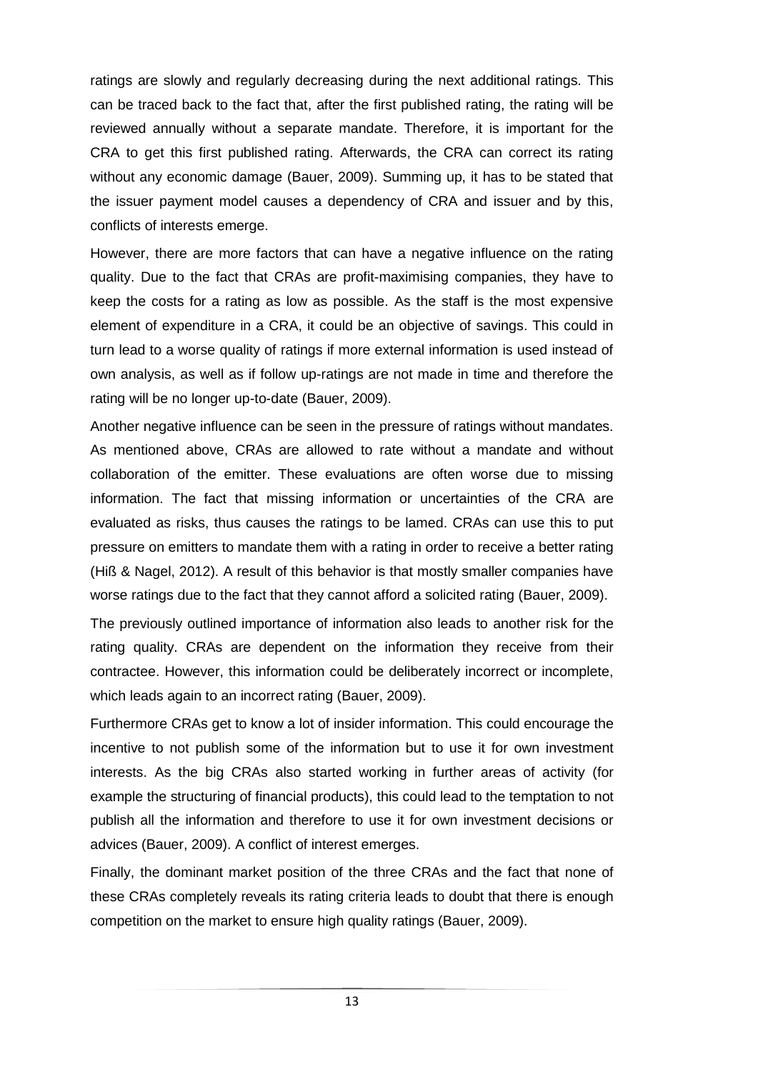ratings are slowly and regularly decreasing during the next additional ratings. This can be traced back to the fact that, after the first published rating, the rating will be reviewed annually without a separate mandate. Therefore, it is important for the CRA to get this first published rating. Afterwards, the CRA can correct its rating without any economic damage (Bauer, 2009). Summing up, it has to be stated that the issuer payment model causes a dependency of CRA and issuer and by this, conflicts of interests emerge.

However, there are more factors that can have a negative influence on the rating quality. Due to the fact that CRAs are profit-maximising companies, they have to keep the costs for a rating as low as possible. As the staff is the most expensive element of expenditure in a CRA, it could be an objective of savings. This could in turn lead to a worse quality of ratings if more external information is used instead of own analysis, as well as if follow up-ratings are not made in time and therefore the rating will be no longer up-to-date (Bauer, 2009).

Another negative influence can be seen in the pressure of ratings without mandates. As mentioned above, CRAs are allowed to rate without a mandate and without collaboration of the emitter. These evaluations are often worse due to missing information. The fact that missing information or uncertainties of the CRA are evaluated as risks, thus causes the ratings to be lamed. CRAs can use this to put pressure on emitters to mandate them with a rating in order to receive a better rating (Hiß & Nagel, 2012). A result of this behavior is that mostly smaller companies have worse ratings due to the fact that they cannot afford a solicited rating (Bauer, 2009).

The previously outlined importance of information also leads to another risk for the rating quality. CRAs are dependent on the information they receive from their contractee. However, this information could be deliberately incorrect or incomplete, which leads again to an incorrect rating (Bauer, 2009).

Furthermore CRAs get to know a lot of insider information. This could encourage the incentive to not publish some of the information but to use it for own investment interests. As the big CRAs also started working in further areas of activity (for example the structuring of financial products), this could lead to the temptation to not publish all the information and therefore to use it for own investment decisions or advices (Bauer, 2009). A conflict of interest emerges.

Finally, the dominant market position of the three CRAs and the fact that none of these CRAs completely reveals its rating criteria leads to doubt that there is enough competition on the market to ensure high quality ratings (Bauer, 2009).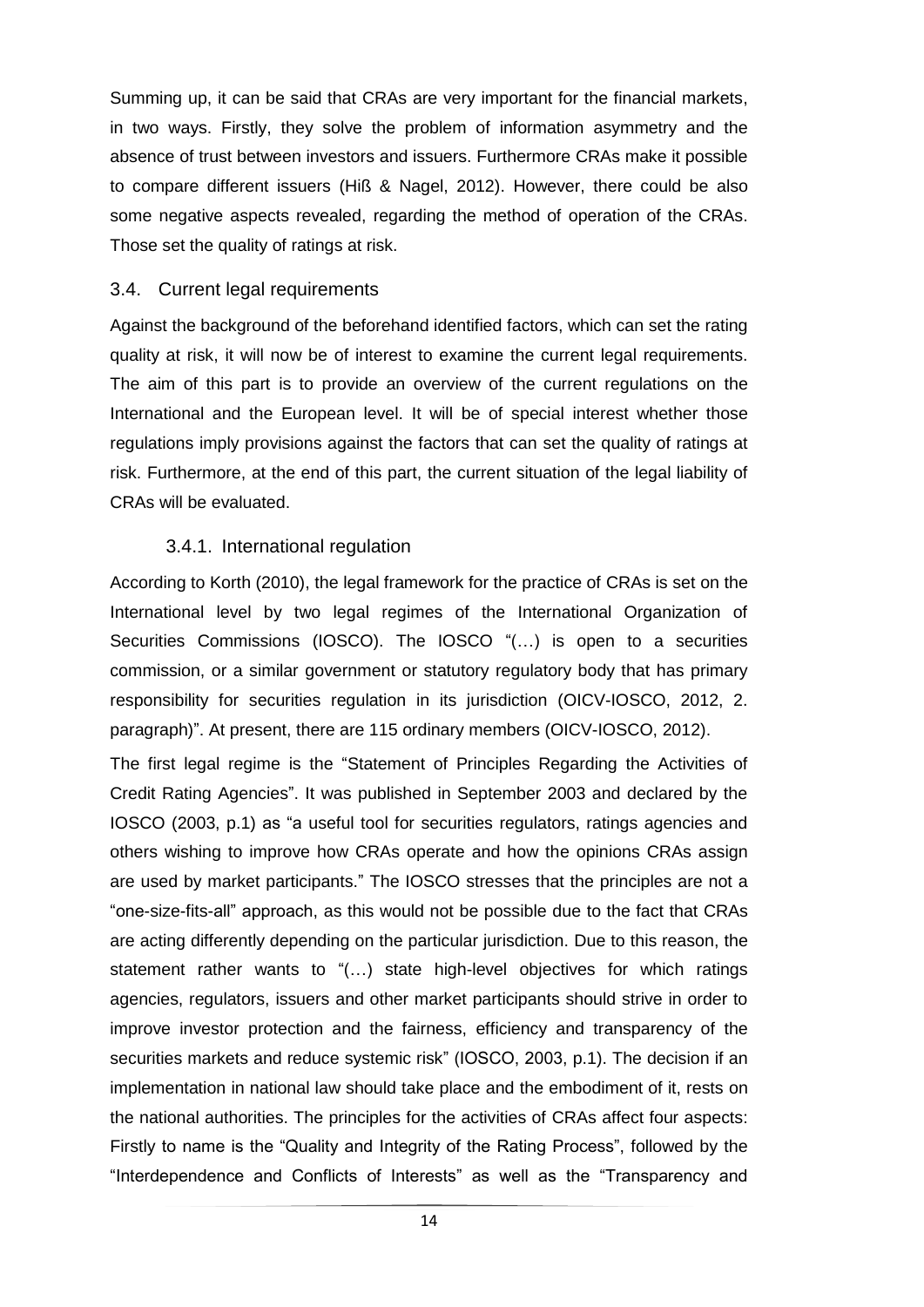Summing up, it can be said that CRAs are very important for the financial markets, in two ways. Firstly, they solve the problem of information asymmetry and the absence of trust between investors and issuers. Furthermore CRAs make it possible to compare different issuers (Hiß & Nagel, 2012). However, there could be also some negative aspects revealed, regarding the method of operation of the CRAs. Those set the quality of ratings at risk.

## 3.4. Current legal requirements

Against the background of the beforehand identified factors, which can set the rating quality at risk, it will now be of interest to examine the current legal requirements. The aim of this part is to provide an overview of the current regulations on the International and the European level. It will be of special interest whether those regulations imply provisions against the factors that can set the quality of ratings at risk. Furthermore, at the end of this part, the current situation of the legal liability of CRAs will be evaluated.

### 3.4.1. International regulation

According to Korth (2010), the legal framework for the practice of CRAs is set on the International level by two legal regimes of the International Organization of Securities Commissions (IOSCO). The IOSCO "(…) is open to a securities commission, or a similar government or statutory regulatory body that has primary responsibility for securities regulation in its jurisdiction (OICV-IOSCO, 2012, 2. paragraph)". At present, there are 115 ordinary members (OICV-IOSCO, 2012).

The first legal regime is the "Statement of Principles Regarding the Activities of Credit Rating Agencies". It was published in September 2003 and declared by the IOSCO (2003, p.1) as "a useful tool for securities regulators, ratings agencies and others wishing to improve how CRAs operate and how the opinions CRAs assign are used by market participants." The IOSCO stresses that the principles are not a "one-size-fits-all" approach, as this would not be possible due to the fact that CRAs are acting differently depending on the particular jurisdiction. Due to this reason, the statement rather wants to "(…) state high-level objectives for which ratings agencies, regulators, issuers and other market participants should strive in order to improve investor protection and the fairness, efficiency and transparency of the securities markets and reduce systemic risk" (IOSCO, 2003, p.1). The decision if an implementation in national law should take place and the embodiment of it, rests on the national authorities. The principles for the activities of CRAs affect four aspects: Firstly to name is the "Quality and Integrity of the Rating Process", followed by the "Interdependence and Conflicts of Interests" as well as the "Transparency and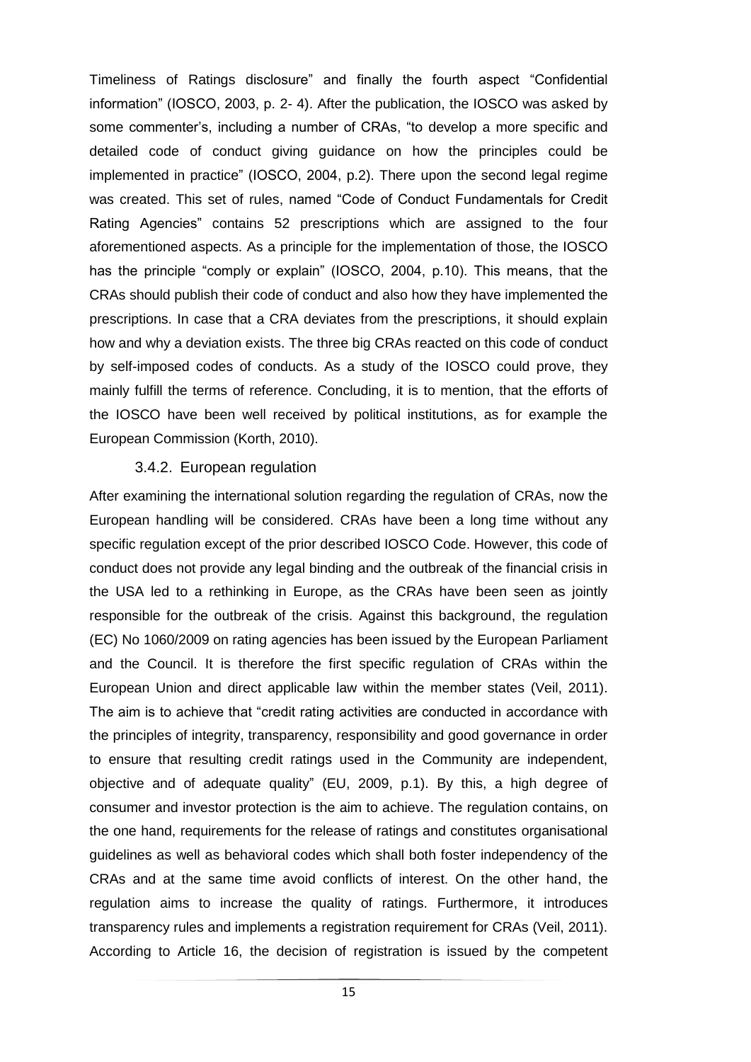Timeliness of Ratings disclosure" and finally the fourth aspect "Confidential information" (IOSCO, 2003, p. 2- 4). After the publication, the IOSCO was asked by some commenter's, including a number of CRAs, "to develop a more specific and detailed code of conduct giving guidance on how the principles could be implemented in practice" (IOSCO, 2004, p.2). There upon the second legal regime was created. This set of rules, named "Code of Conduct Fundamentals for Credit Rating Agencies" contains 52 prescriptions which are assigned to the four aforementioned aspects. As a principle for the implementation of those, the IOSCO has the principle "comply or explain" (IOSCO, 2004, p.10). This means, that the CRAs should publish their code of conduct and also how they have implemented the prescriptions. In case that a CRA deviates from the prescriptions, it should explain how and why a deviation exists. The three big CRAs reacted on this code of conduct by self-imposed codes of conducts. As a study of the IOSCO could prove, they mainly fulfill the terms of reference. Concluding, it is to mention, that the efforts of the IOSCO have been well received by political institutions, as for example the European Commission (Korth, 2010).

### 3.4.2. European regulation

After examining the international solution regarding the regulation of CRAs, now the European handling will be considered. CRAs have been a long time without any specific regulation except of the prior described IOSCO Code. However, this code of conduct does not provide any legal binding and the outbreak of the financial crisis in the USA led to a rethinking in Europe, as the CRAs have been seen as jointly responsible for the outbreak of the crisis. Against this background, the regulation (EC) No 1060/2009 on rating agencies has been issued by the European Parliament and the Council. It is therefore the first specific regulation of CRAs within the European Union and direct applicable law within the member states (Veil, 2011). The aim is to achieve that "credit rating activities are conducted in accordance with the principles of integrity, transparency, responsibility and good governance in order to ensure that resulting credit ratings used in the Community are independent, objective and of adequate quality" (EU, 2009, p.1). By this, a high degree of consumer and investor protection is the aim to achieve. The regulation contains, on the one hand, requirements for the release of ratings and constitutes organisational guidelines as well as behavioral codes which shall both foster independency of the CRAs and at the same time avoid conflicts of interest. On the other hand, the regulation aims to increase the quality of ratings. Furthermore, it introduces transparency rules and implements a registration requirement for CRAs (Veil, 2011). According to Article 16, the decision of registration is issued by the competent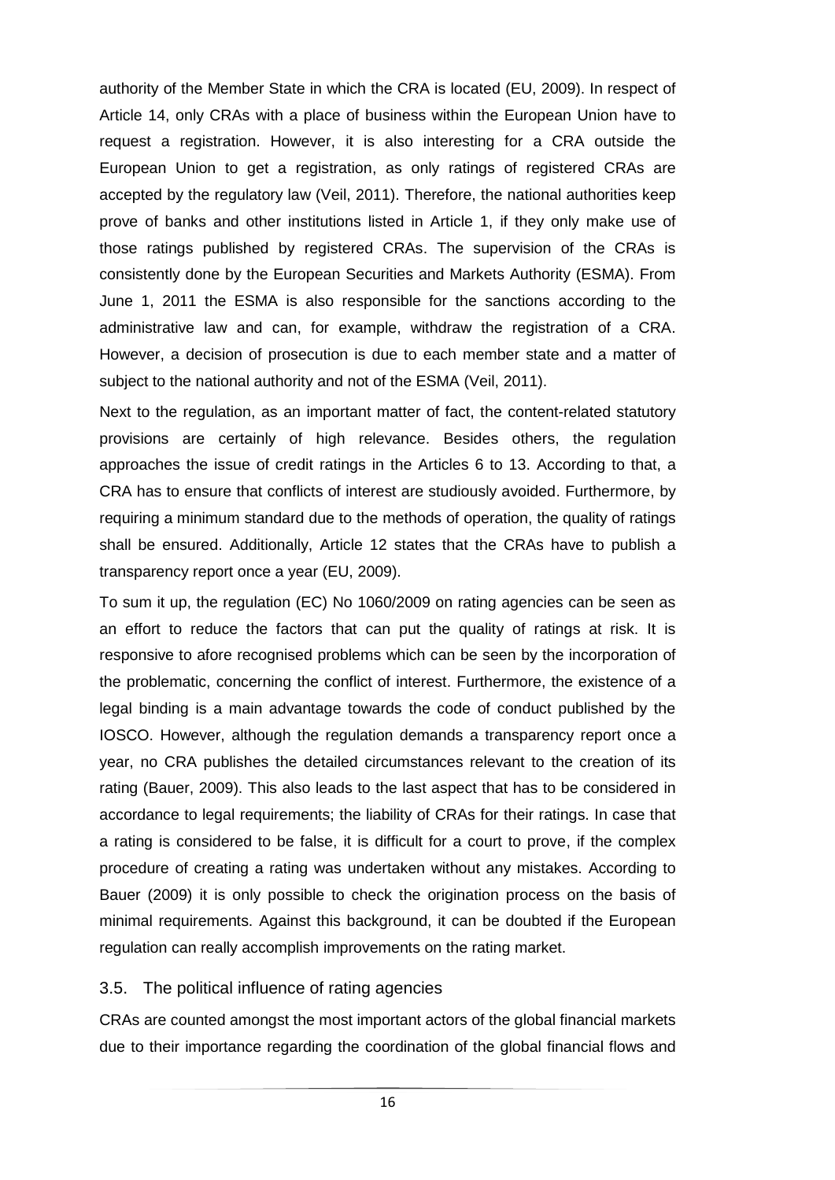authority of the Member State in which the CRA is located (EU, 2009). In respect of Article 14, only CRAs with a place of business within the European Union have to request a registration. However, it is also interesting for a CRA outside the European Union to get a registration, as only ratings of registered CRAs are accepted by the regulatory law (Veil, 2011). Therefore, the national authorities keep prove of banks and other institutions listed in Article 1, if they only make use of those ratings published by registered CRAs. The supervision of the CRAs is consistently done by the European Securities and Markets Authority (ESMA). From June 1, 2011 the ESMA is also responsible for the sanctions according to the administrative law and can, for example, withdraw the registration of a CRA. However, a decision of prosecution is due to each member state and a matter of subject to the national authority and not of the ESMA (Veil, 2011).

Next to the regulation, as an important matter of fact, the content-related statutory provisions are certainly of high relevance. Besides others, the regulation approaches the issue of credit ratings in the Articles 6 to 13. According to that, a CRA has to ensure that conflicts of interest are studiously avoided. Furthermore, by requiring a minimum standard due to the methods of operation, the quality of ratings shall be ensured. Additionally, Article 12 states that the CRAs have to publish a transparency report once a year (EU, 2009).

To sum it up, the regulation (EC) No 1060/2009 on rating agencies can be seen as an effort to reduce the factors that can put the quality of ratings at risk. It is responsive to afore recognised problems which can be seen by the incorporation of the problematic, concerning the conflict of interest. Furthermore, the existence of a legal binding is a main advantage towards the code of conduct published by the IOSCO. However, although the regulation demands a transparency report once a year, no CRA publishes the detailed circumstances relevant to the creation of its rating (Bauer, 2009). This also leads to the last aspect that has to be considered in accordance to legal requirements; the liability of CRAs for their ratings. In case that a rating is considered to be false, it is difficult for a court to prove, if the complex procedure of creating a rating was undertaken without any mistakes. According to Bauer (2009) it is only possible to check the origination process on the basis of minimal requirements. Against this background, it can be doubted if the European regulation can really accomplish improvements on the rating market.

## 3.5. The political influence of rating agencies

CRAs are counted amongst the most important actors of the global financial markets due to their importance regarding the coordination of the global financial flows and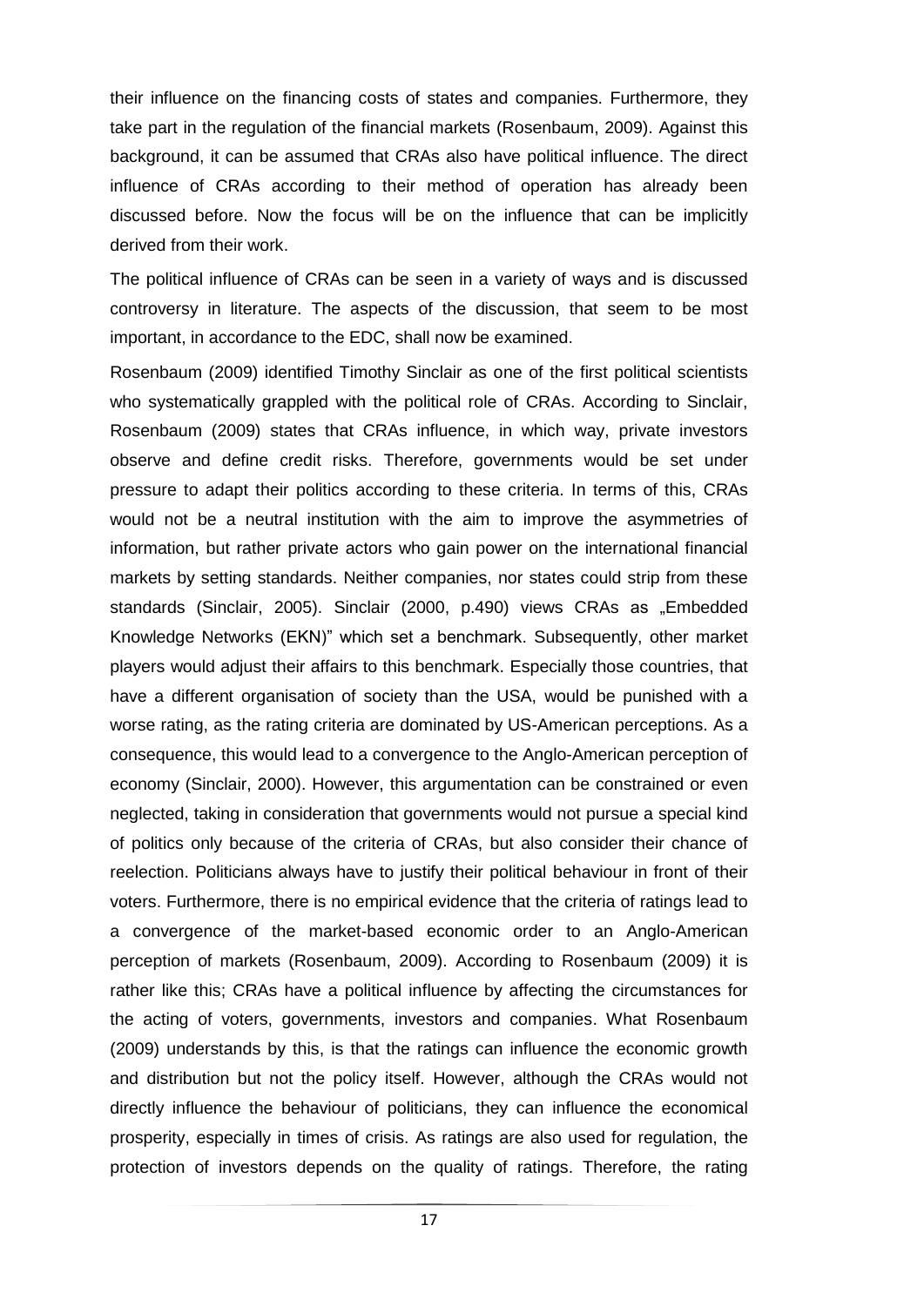their influence on the financing costs of states and companies. Furthermore, they take part in the regulation of the financial markets (Rosenbaum, 2009). Against this background, it can be assumed that CRAs also have political influence. The direct influence of CRAs according to their method of operation has already been discussed before. Now the focus will be on the influence that can be implicitly derived from their work.

The political influence of CRAs can be seen in a variety of ways and is discussed controversy in literature. The aspects of the discussion, that seem to be most important, in accordance to the EDC, shall now be examined.

Rosenbaum (2009) identified Timothy Sinclair as one of the first political scientists who systematically grappled with the political role of CRAs. According to Sinclair, Rosenbaum (2009) states that CRAs influence, in which way, private investors observe and define credit risks. Therefore, governments would be set under pressure to adapt their politics according to these criteria. In terms of this, CRAs would not be a neutral institution with the aim to improve the asymmetries of information, but rather private actors who gain power on the international financial markets by setting standards. Neither companies, nor states could strip from these standards (Sinclair, 2005). Sinclair (2000, p.490) views CRAs as „Embedded Knowledge Networks (EKN)" which set a benchmark. Subsequently, other market players would adjust their affairs to this benchmark. Especially those countries, that have a different organisation of society than the USA, would be punished with a worse rating, as the rating criteria are dominated by US-American perceptions. As a consequence, this would lead to a convergence to the Anglo-American perception of economy (Sinclair, 2000). However, this argumentation can be constrained or even neglected, taking in consideration that governments would not pursue a special kind of politics only because of the criteria of CRAs, but also consider their chance of reelection. Politicians always have to justify their political behaviour in front of their voters. Furthermore, there is no empirical evidence that the criteria of ratings lead to a convergence of the market-based economic order to an Anglo-American perception of markets (Rosenbaum, 2009). According to Rosenbaum (2009) it is rather like this; CRAs have a political influence by affecting the circumstances for the acting of voters, governments, investors and companies. What Rosenbaum (2009) understands by this, is that the ratings can influence the economic growth and distribution but not the policy itself. However, although the CRAs would not directly influence the behaviour of politicians, they can influence the economical prosperity, especially in times of crisis. As ratings are also used for regulation, the protection of investors depends on the quality of ratings. Therefore, the rating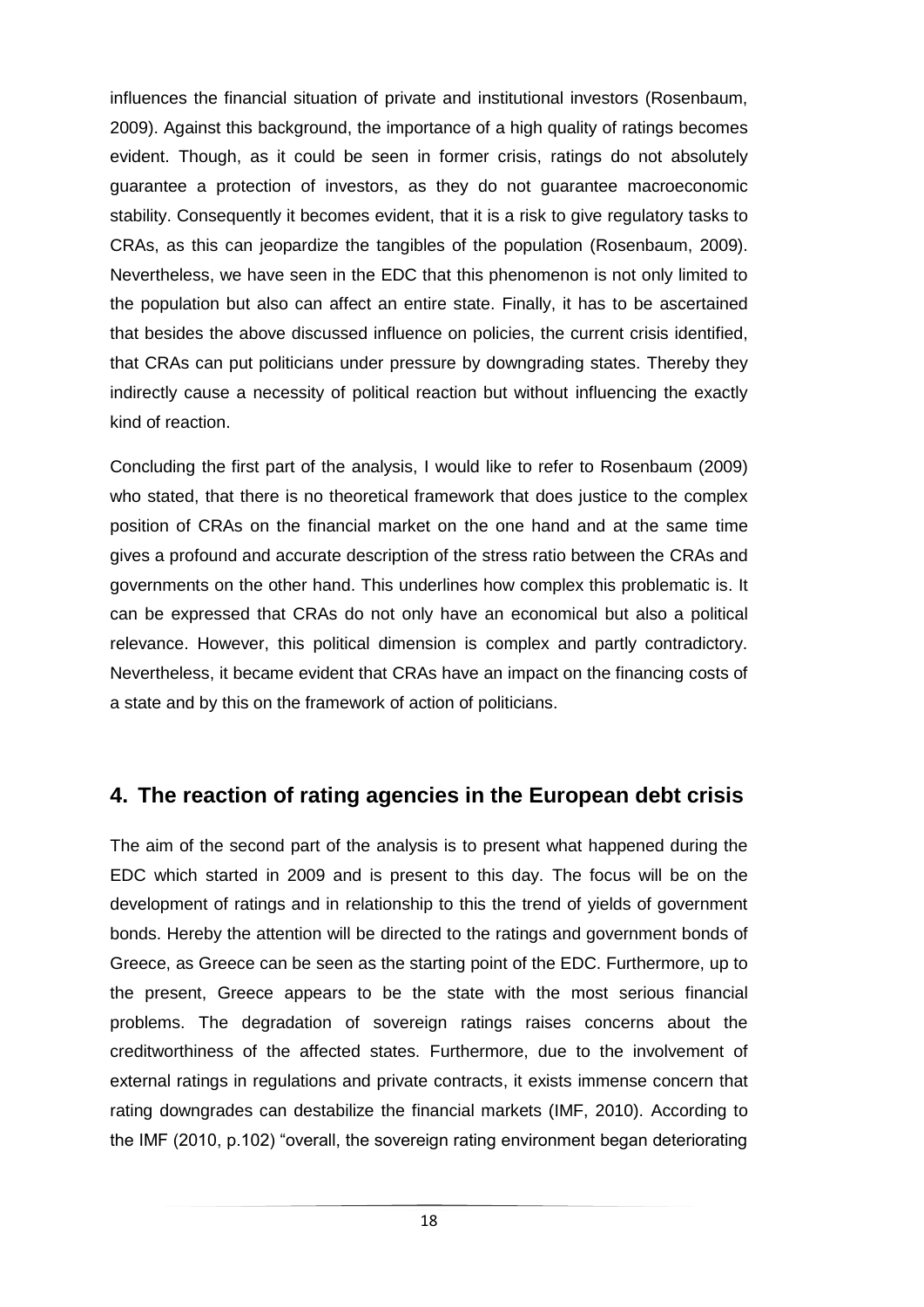influences the financial situation of private and institutional investors (Rosenbaum, 2009). Against this background, the importance of a high quality of ratings becomes evident. Though, as it could be seen in former crisis, ratings do not absolutely guarantee a protection of investors, as they do not guarantee macroeconomic stability. Consequently it becomes evident, that it is a risk to give regulatory tasks to CRAs, as this can jeopardize the tangibles of the population (Rosenbaum, 2009). Nevertheless, we have seen in the EDC that this phenomenon is not only limited to the population but also can affect an entire state. Finally, it has to be ascertained that besides the above discussed influence on policies, the current crisis identified, that CRAs can put politicians under pressure by downgrading states. Thereby they indirectly cause a necessity of political reaction but without influencing the exactly kind of reaction.

Concluding the first part of the analysis, I would like to refer to Rosenbaum (2009) who stated, that there is no theoretical framework that does justice to the complex position of CRAs on the financial market on the one hand and at the same time gives a profound and accurate description of the stress ratio between the CRAs and governments on the other hand. This underlines how complex this problematic is. It can be expressed that CRAs do not only have an economical but also a political relevance. However, this political dimension is complex and partly contradictory. Nevertheless, it became evident that CRAs have an impact on the financing costs of a state and by this on the framework of action of politicians.

## 4. The reaction of rating agencies in the European debt crisis

The aim of the second part of the analysis is to present what happened during the EDC which started in 2009 and is present to this day. The focus will be on the development of ratings and in relationship to this the trend of yields of government bonds. Hereby the attention will be directed to the ratings and government bonds of Greece, as Greece can be seen as the starting point of the EDC. Furthermore, up to the present, Greece appears to be the state with the most serious financial problems. The degradation of sovereign ratings raises concerns about the creditworthiness of the affected states. Furthermore, due to the involvement of external ratings in regulations and private contracts, it exists immense concern that rating downgrades can destabilize the financial markets (IMF, 2010). According to the IMF (2010, p.102) "overall, the sovereign rating environment began deteriorating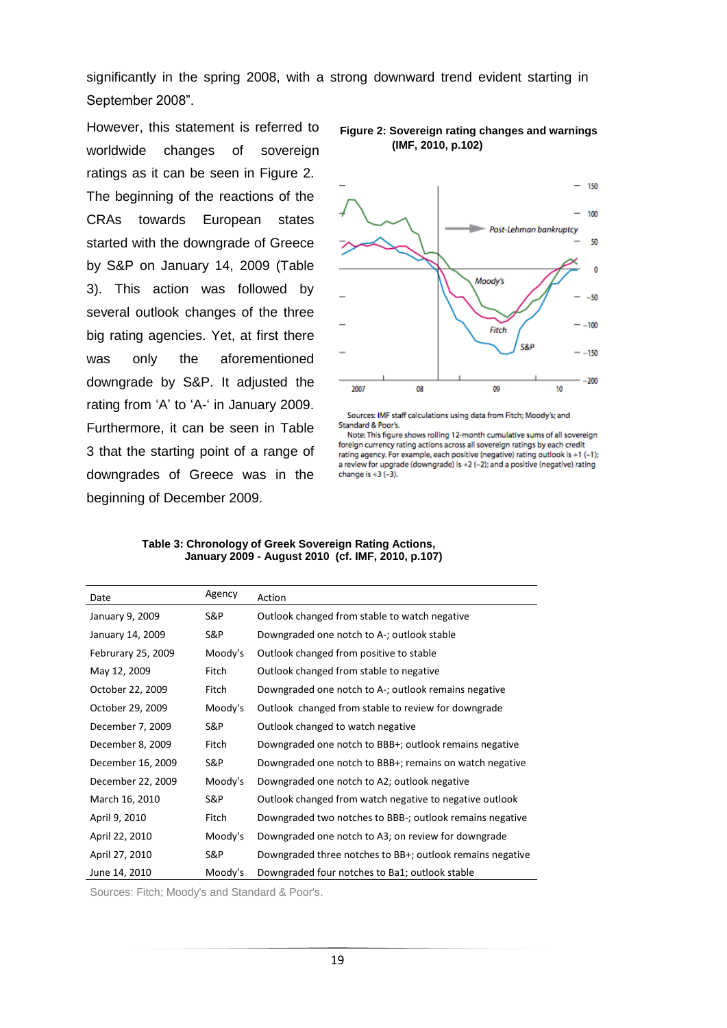significantly in the spring 2008, with a strong downward trend evident starting in September 2008".

However, this statement is referred to worldwide changes of sovereign ratings as it can be seen in Figure 2. The beginning of the reactions of the CRAs towards European states started with the downgrade of Greece by S&P on January 14, 2009 (Table 3). This action was followed by several outlook changes of the three big rating agencies. Yet, at first there was only the aforementioned downgrade by S&P. It adjusted the rating from 'A' to 'A-' in January 2009. Furthermore, it can be seen in Table 3 that the starting point of a range of downgrades of Greece was in the beginning of December 2009.

**Figure 2: Sovereign rating changes and warnings (IMF, 2010, p.102)**

Sources: IMF staff calculations using data from Fitch; Moody's; and Standard & Poor's.

Note: This figure shows rolling 12-month cumulative sums of all sovereign foreign currency rating actions across all sovereign ratings by each credit rating agency. For example, each positive (negative) rating outlook is +1 (−1); a review for upgrade (downgrade) is +2 (−2); and a positive (negative) rating change is +3 (−3).

**Table 3: Chronology of Greek Sovereign Rating Actions, January 2009 - August 2010 (cf. IMF, 2010, p.107)**

| Date | Agency | Action |
|---|---|---|
| January 9, 2009 | S&P | Outlook changed from stable to watch negative |
| January 14, 2009 | S&P | Downgraded one notch to A-; outlook stable |
| Februrary 25, 2009 | Moody's | Outlook changed from positive to stable |
| May 12, 2009 | Fitch | Outlook changed from stable to negative |
| October 22, 2009 | Fitch | Downgraded one notch to A-; outlook remains negative |
| October 29, 2009 | Moody's | Outlook changed from stable to review for downgrade |
| December 7, 2009 | S&P | Outlook changed to watch negative |
| December 8, 2009 | Fitch | Downgraded one notch to BBB+; outlook remains negative |
| December 16, 2009 | S&P | Downgraded one notch to BBB+; remains on watch negative |
| December 22, 2009 | Moody's | Downgraded one notch to A2; outlook negative |
| March 16, 2010 | S&P | Outlook changed from watch negative to negative outlook |
| April 9, 2010 | Fitch | Downgraded two notches to BBB-; outlook remains negative |
| April 22, 2010 | Moody's | Downgraded one notch to A3; on review for downgrade |
| April 27, 2010 | S&P | Downgraded three notches to BB+; outlook remains negative |
| June 14, 2010 | Moody's | Downgraded four notches to Ba1; outlook stable |

Sources: Fitch; Moody's and Standard & Poor's.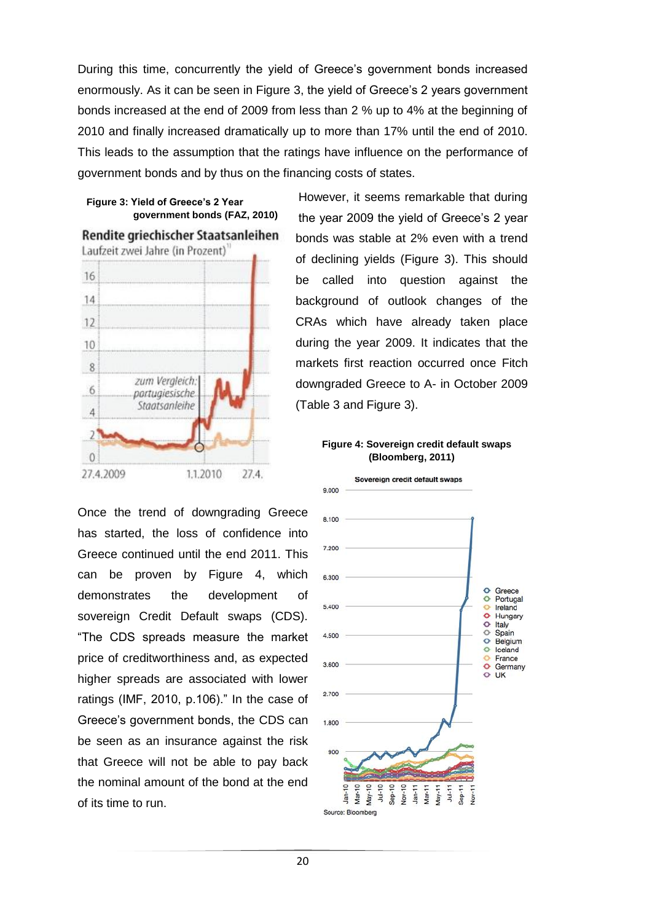During this time, concurrently the yield of Greece's government bonds increased enormously. As it can be seen in Figure 3, the yield of Greece's 2 years government bonds increased at the end of 2009 from less than 2 % up to 4% at the beginning of 2010 and finally increased dramatically up to more than 17% until the end of 2010. This leads to the assumption that the ratings have influence on the performance of government bonds and by thus on the financing costs of states.

**Figure 3: Yield of Greece's 2 Year government bonds (FAZ, 2010)**

However, it seems remarkable that during the year 2009 the yield of Greece's 2 year bonds was stable at 2% even with a trend of declining yields (Figure 3). This should be called into question against the background of outlook changes of the CRAs which have already taken place during the year 2009. It indicates that the markets first reaction occurred once Fitch downgraded Greece to A- in October 2009 (Table 3 and Figure 3).

**Figure 4: Sovereign credit default swaps (Bloomberg, 2011)**

Once the trend of downgrading Greece has started, the loss of confidence into Greece continued until the end 2011. This can be proven by Figure 4, which demonstrates the development of sovereign Credit Default swaps (CDS). "The CDS spreads measure the market price of creditworthiness and, as expected higher spreads are associated with lower ratings (IMF, 2010, p.106)." In the case of Greece's government bonds, the CDS can be seen as an insurance against the risk that Greece will not be able to pay back the nominal amount of the bond at the end of its time to run.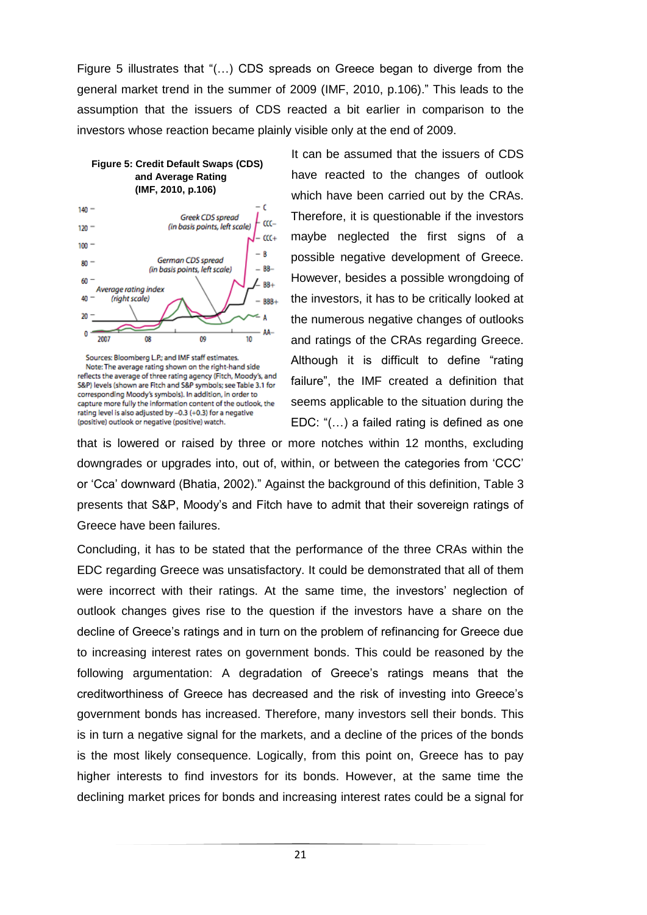Figure 5 illustrates that "(…) CDS spreads on Greece began to diverge from the general market trend in the summer of 2009 (IMF, 2010, p.106)." This leads to the assumption that the issuers of CDS reacted a bit earlier in comparison to the investors whose reaction became plainly visible only at the end of 2009.

**Figure 5: Credit Default Swaps (CDS) and Average Rating (IMF, 2010, p.106)**

Sources: Bloomberg L.P.; and IMF staff estimates.
Note: The average rating shown on the right-hand side reflects the average of three rating agency (Fitch, Moody's, and S&P) levels (shown are Fitch and S&P symbols; see Table 3.1 for corresponding Moody's symbols). In addition, in order to capture more fully the information content of the outlook, the rating level is also adjusted by –0.3 (+0.3) for a negative (positive) outlook or negative (positive) watch.

It can be assumed that the issuers of CDS have reacted to the changes of outlook which have been carried out by the CRAs. Therefore, it is questionable if the investors maybe neglected the first signs of a possible negative development of Greece. However, besides a possible wrongdoing of the investors, it has to be critically looked at the numerous negative changes of outlooks and ratings of the CRAs regarding Greece. Although it is difficult to define "rating failure", the IMF created a definition that seems applicable to the situation during the EDC: "(…) a failed rating is defined as one that is lowered or raised by three or more notches within 12 months, excluding downgrades or upgrades into, out of, within, or between the categories from 'CCC' or 'Cca' downward (Bhatia, 2002)." Against the background of this definition, Table 3 presents that S&P, Moody's and Fitch have to admit that their sovereign ratings of Greece have been failures.

Concluding, it has to be stated that the performance of the three CRAs within the EDC regarding Greece was unsatisfactory. It could be demonstrated that all of them were incorrect with their ratings. At the same time, the investors' neglection of outlook changes gives rise to the question if the investors have a share on the decline of Greece's ratings and in turn on the problem of refinancing for Greece due to increasing interest rates on government bonds. This could be reasoned by the following argumentation: A degradation of Greece's ratings means that the creditworthiness of Greece has decreased and the risk of investing into Greece's government bonds has increased. Therefore, many investors sell their bonds. This is in turn a negative signal for the markets, and a decline of the prices of the bonds is the most likely consequence. Logically, from this point on, Greece has to pay higher interests to find investors for its bonds. However, at the same time the declining market prices for bonds and increasing interest rates could be a signal for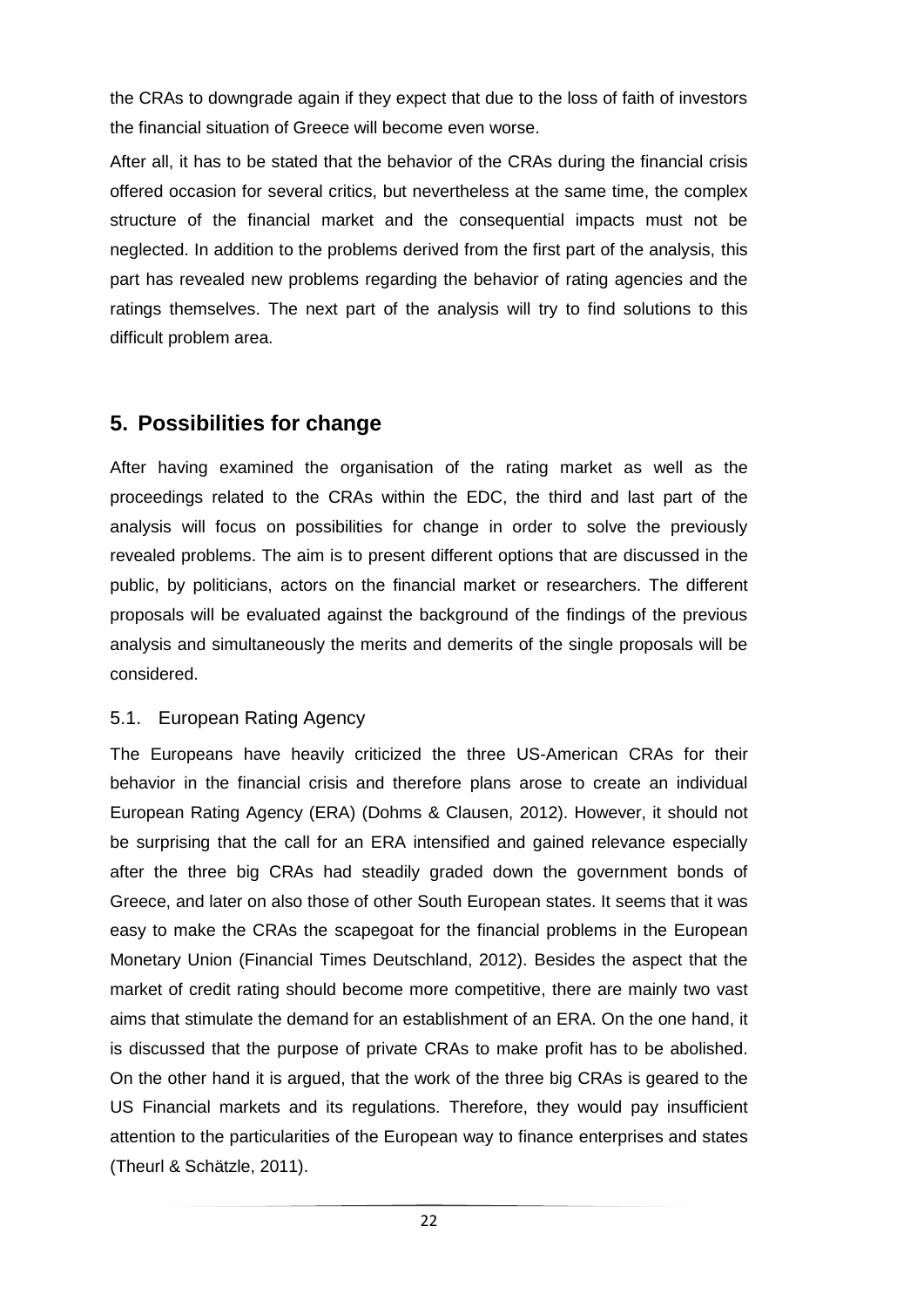the CRAs to downgrade again if they expect that due to the loss of faith of investors the financial situation of Greece will become even worse.

After all, it has to be stated that the behavior of the CRAs during the financial crisis offered occasion for several critics, but nevertheless at the same time, the complex structure of the financial market and the consequential impacts must not be neglected. In addition to the problems derived from the first part of the analysis, this part has revealed new problems regarding the behavior of rating agencies and the ratings themselves. The next part of the analysis will try to find solutions to this difficult problem area.

## 5. Possibilities for change

After having examined the organisation of the rating market as well as the proceedings related to the CRAs within the EDC, the third and last part of the analysis will focus on possibilities for change in order to solve the previously revealed problems. The aim is to present different options that are discussed in the public, by politicians, actors on the financial market or researchers. The different proposals will be evaluated against the background of the findings of the previous analysis and simultaneously the merits and demerits of the single proposals will be considered.

### 5.1. European Rating Agency

The Europeans have heavily criticized the three US-American CRAs for their behavior in the financial crisis and therefore plans arose to create an individual European Rating Agency (ERA) (Dohms & Clausen, 2012). However, it should not be surprising that the call for an ERA intensified and gained relevance especially after the three big CRAs had steadily graded down the government bonds of Greece, and later on also those of other South European states. It seems that it was easy to make the CRAs the scapegoat for the financial problems in the European Monetary Union (Financial Times Deutschland, 2012). Besides the aspect that the market of credit rating should become more competitive, there are mainly two vast aims that stimulate the demand for an establishment of an ERA. On the one hand, it is discussed that the purpose of private CRAs to make profit has to be abolished. On the other hand it is argued, that the work of the three big CRAs is geared to the US Financial markets and its regulations. Therefore, they would pay insufficient attention to the particularities of the European way to finance enterprises and states (Theurl & Schätzle, 2011).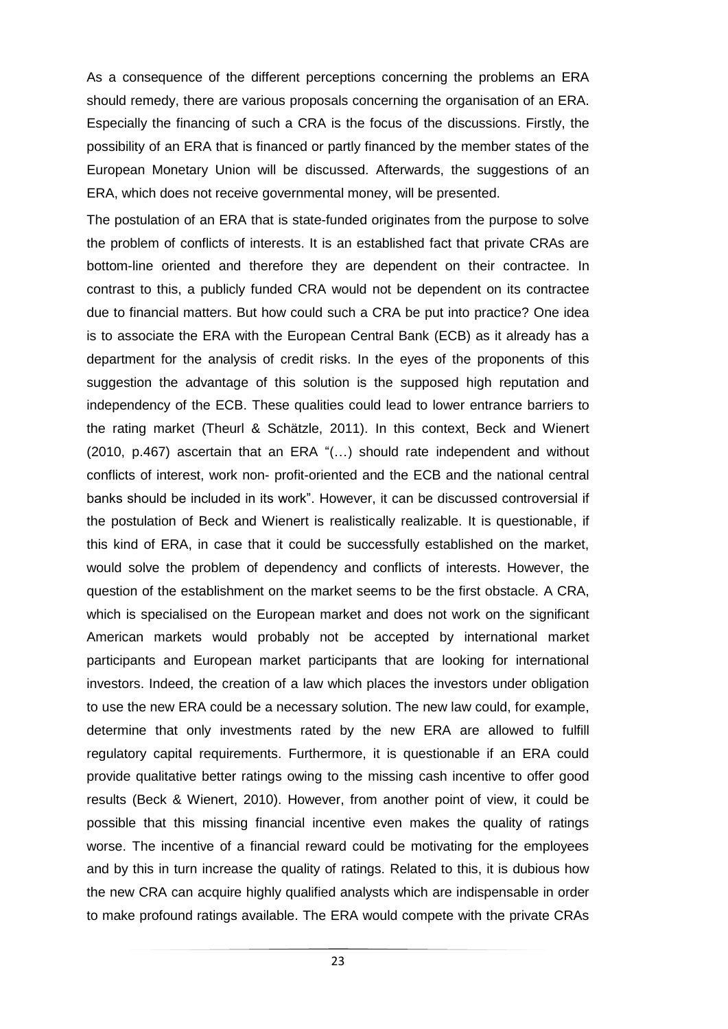As a consequence of the different perceptions concerning the problems an ERA should remedy, there are various proposals concerning the organisation of an ERA. Especially the financing of such a CRA is the focus of the discussions. Firstly, the possibility of an ERA that is financed or partly financed by the member states of the European Monetary Union will be discussed. Afterwards, the suggestions of an ERA, which does not receive governmental money, will be presented.

The postulation of an ERA that is state-funded originates from the purpose to solve the problem of conflicts of interests. It is an established fact that private CRAs are bottom-line oriented and therefore they are dependent on their contractee. In contrast to this, a publicly funded CRA would not be dependent on its contractee due to financial matters. But how could such a CRA be put into practice? One idea is to associate the ERA with the European Central Bank (ECB) as it already has a department for the analysis of credit risks. In the eyes of the proponents of this suggestion the advantage of this solution is the supposed high reputation and independency of the ECB. These qualities could lead to lower entrance barriers to the rating market (Theurl & Schätzle, 2011). In this context, Beck and Wienert (2010, p.467) ascertain that an ERA "(…) should rate independent and without conflicts of interest, work non- profit-oriented and the ECB and the national central banks should be included in its work". However, it can be discussed controversial if the postulation of Beck and Wienert is realistically realizable. It is questionable, if this kind of ERA, in case that it could be successfully established on the market, would solve the problem of dependency and conflicts of interests. However, the question of the establishment on the market seems to be the first obstacle. A CRA, which is specialised on the European market and does not work on the significant American markets would probably not be accepted by international market participants and European market participants that are looking for international investors. Indeed, the creation of a law which places the investors under obligation to use the new ERA could be a necessary solution. The new law could, for example, determine that only investments rated by the new ERA are allowed to fulfill regulatory capital requirements. Furthermore, it is questionable if an ERA could provide qualitative better ratings owing to the missing cash incentive to offer good results (Beck & Wienert, 2010). However, from another point of view, it could be possible that this missing financial incentive even makes the quality of ratings worse. The incentive of a financial reward could be motivating for the employees and by this in turn increase the quality of ratings. Related to this, it is dubious how the new CRA can acquire highly qualified analysts which are indispensable in order to make profound ratings available. The ERA would compete with the private CRAs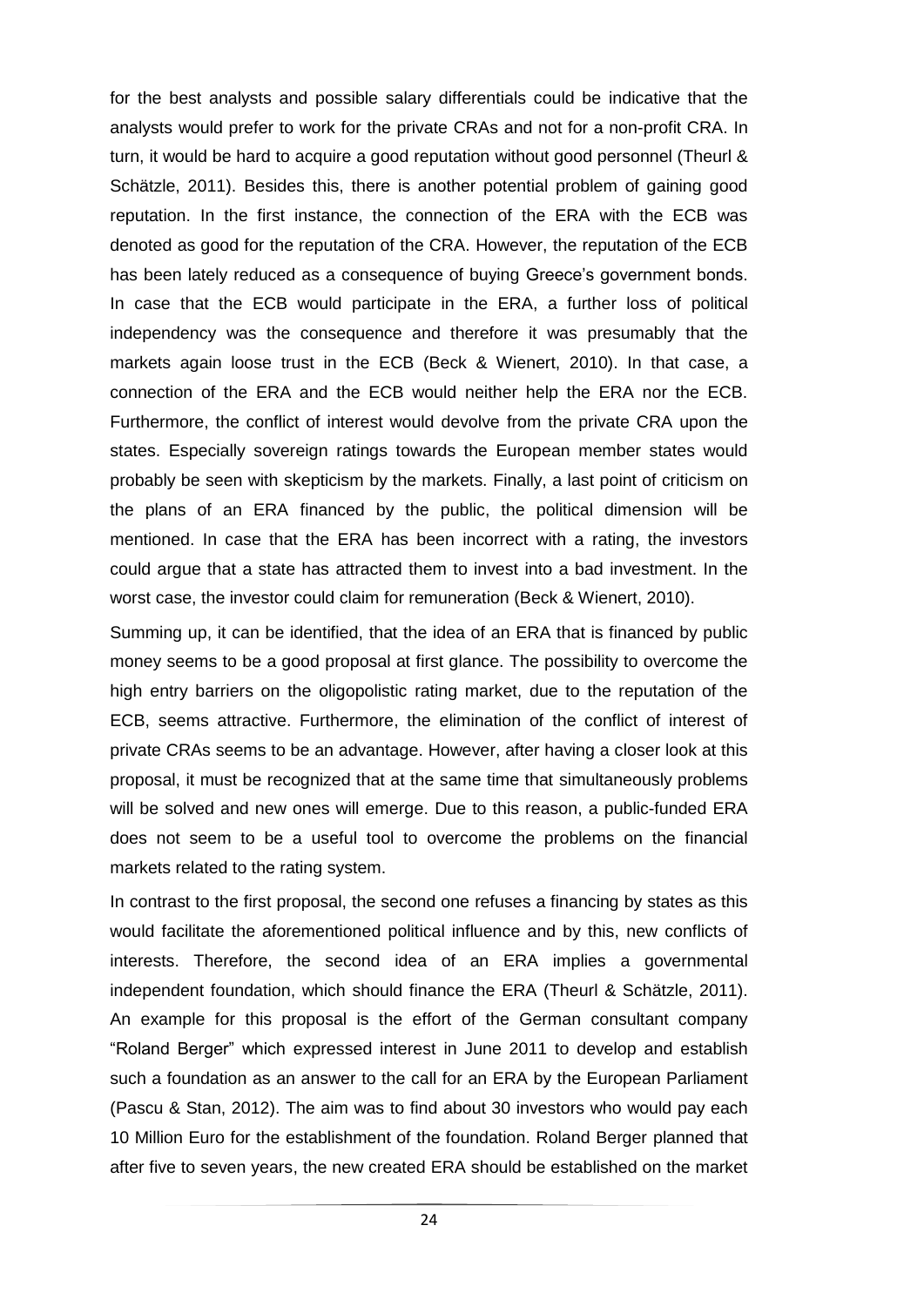for the best analysts and possible salary differentials could be indicative that the analysts would prefer to work for the private CRAs and not for a non-profit CRA. In turn, it would be hard to acquire a good reputation without good personnel (Theurl & Schätzle, 2011). Besides this, there is another potential problem of gaining good reputation. In the first instance, the connection of the ERA with the ECB was denoted as good for the reputation of the CRA. However, the reputation of the ECB has been lately reduced as a consequence of buying Greece's government bonds. In case that the ECB would participate in the ERA, a further loss of political independency was the consequence and therefore it was presumably that the markets again loose trust in the ECB (Beck & Wienert, 2010). In that case, a connection of the ERA and the ECB would neither help the ERA nor the ECB. Furthermore, the conflict of interest would devolve from the private CRA upon the states. Especially sovereign ratings towards the European member states would probably be seen with skepticism by the markets. Finally, a last point of criticism on the plans of an ERA financed by the public, the political dimension will be mentioned. In case that the ERA has been incorrect with a rating, the investors could argue that a state has attracted them to invest into a bad investment. In the worst case, the investor could claim for remuneration (Beck & Wienert, 2010).

Summing up, it can be identified, that the idea of an ERA that is financed by public money seems to be a good proposal at first glance. The possibility to overcome the high entry barriers on the oligopolistic rating market, due to the reputation of the ECB, seems attractive. Furthermore, the elimination of the conflict of interest of private CRAs seems to be an advantage. However, after having a closer look at this proposal, it must be recognized that at the same time that simultaneously problems will be solved and new ones will emerge. Due to this reason, a public-funded ERA does not seem to be a useful tool to overcome the problems on the financial markets related to the rating system.

In contrast to the first proposal, the second one refuses a financing by states as this would facilitate the aforementioned political influence and by this, new conflicts of interests. Therefore, the second idea of an ERA implies a governmental independent foundation, which should finance the ERA (Theurl & Schätzle, 2011). An example for this proposal is the effort of the German consultant company "Roland Berger" which expressed interest in June 2011 to develop and establish such a foundation as an answer to the call for an ERA by the European Parliament (Pascu & Stan, 2012). The aim was to find about 30 investors who would pay each 10 Million Euro for the establishment of the foundation. Roland Berger planned that after five to seven years, the new created ERA should be established on the market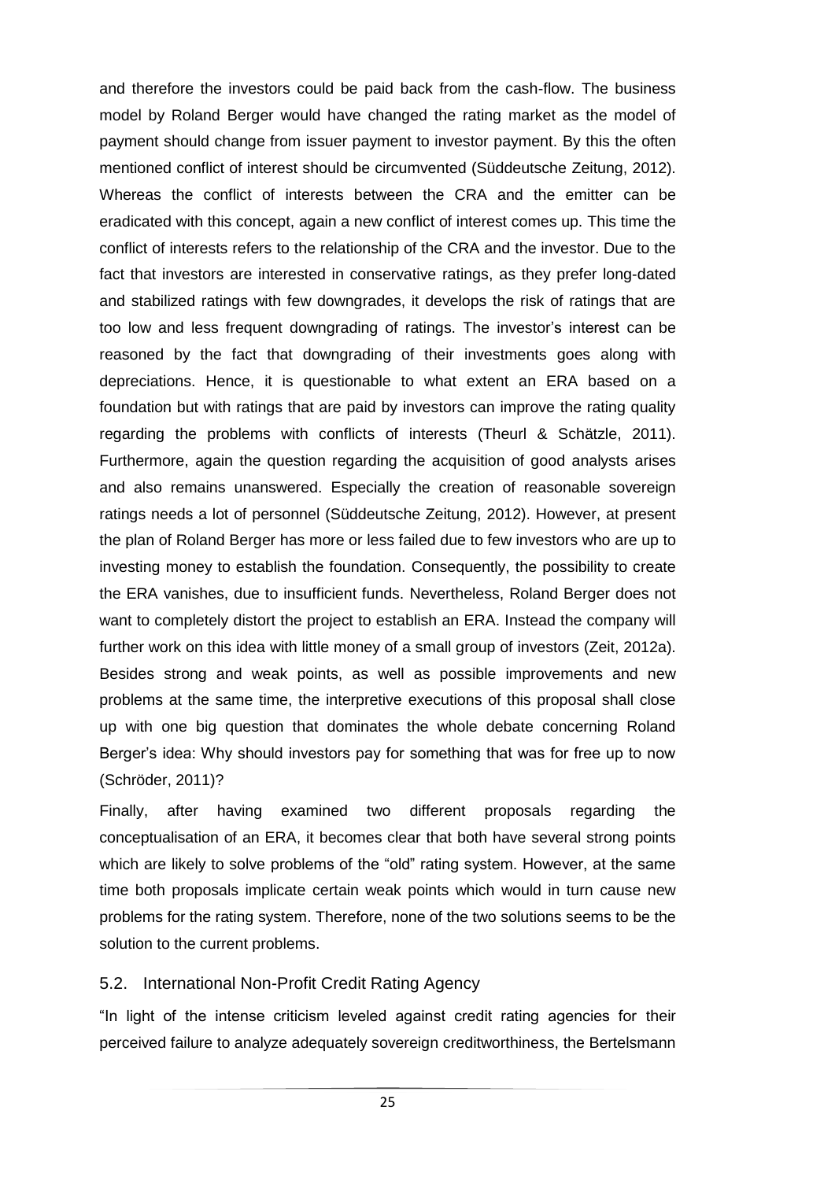and therefore the investors could be paid back from the cash-flow. The business model by Roland Berger would have changed the rating market as the model of payment should change from issuer payment to investor payment. By this the often mentioned conflict of interest should be circumvented (Süddeutsche Zeitung, 2012). Whereas the conflict of interests between the CRA and the emitter can be eradicated with this concept, again a new conflict of interest comes up. This time the conflict of interests refers to the relationship of the CRA and the investor. Due to the fact that investors are interested in conservative ratings, as they prefer long-dated and stabilized ratings with few downgrades, it develops the risk of ratings that are too low and less frequent downgrading of ratings. The investor's interest can be reasoned by the fact that downgrading of their investments goes along with depreciations. Hence, it is questionable to what extent an ERA based on a foundation but with ratings that are paid by investors can improve the rating quality regarding the problems with conflicts of interests (Theurl & Schätzle, 2011). Furthermore, again the question regarding the acquisition of good analysts arises and also remains unanswered. Especially the creation of reasonable sovereign ratings needs a lot of personnel (Süddeutsche Zeitung, 2012). However, at present the plan of Roland Berger has more or less failed due to few investors who are up to investing money to establish the foundation. Consequently, the possibility to create the ERA vanishes, due to insufficient funds. Nevertheless, Roland Berger does not want to completely distort the project to establish an ERA. Instead the company will further work on this idea with little money of a small group of investors (Zeit, 2012a). Besides strong and weak points, as well as possible improvements and new problems at the same time, the interpretive executions of this proposal shall close up with one big question that dominates the whole debate concerning Roland Berger's idea: Why should investors pay for something that was for free up to now (Schröder, 2011)?

Finally, after having examined two different proposals regarding the conceptualisation of an ERA, it becomes clear that both have several strong points which are likely to solve problems of the "old" rating system. However, at the same time both proposals implicate certain weak points which would in turn cause new problems for the rating system. Therefore, none of the two solutions seems to be the solution to the current problems.

### 5.2. International Non-Profit Credit Rating Agency

"In light of the intense criticism leveled against credit rating agencies for their perceived failure to analyze adequately sovereign creditworthiness, the Bertelsmann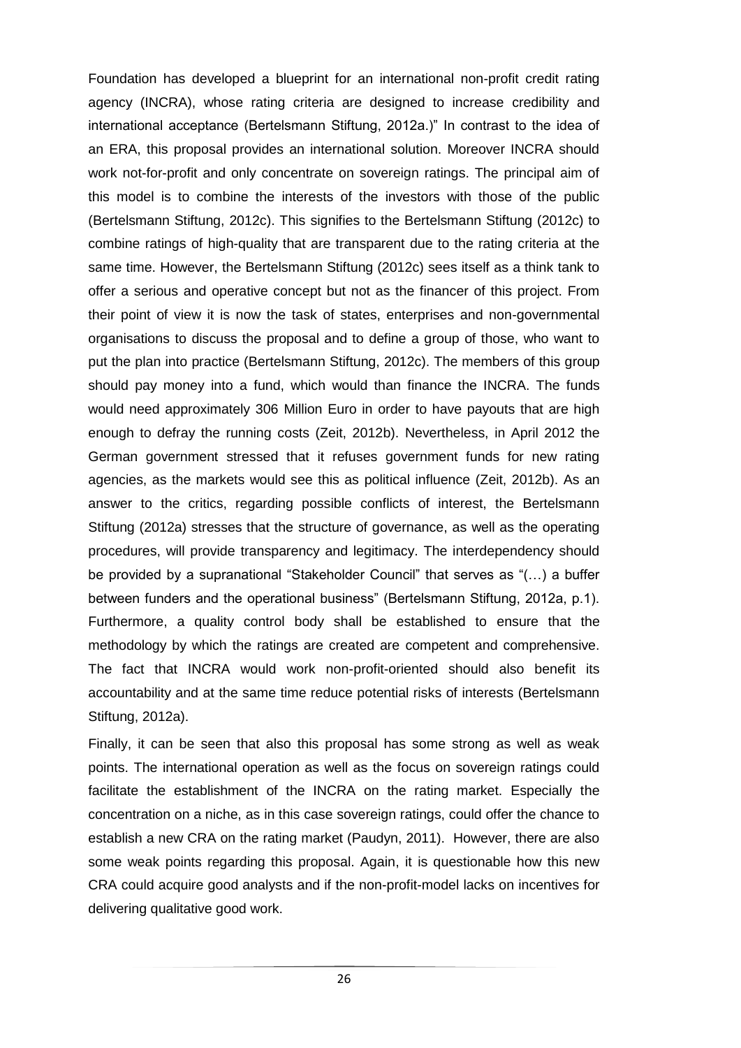Foundation has developed a blueprint for an international non-profit credit rating agency (INCRA), whose rating criteria are designed to increase credibility and international acceptance (Bertelsmann Stiftung, 2012a.)" In contrast to the idea of an ERA, this proposal provides an international solution. Moreover INCRA should work not-for-profit and only concentrate on sovereign ratings. The principal aim of this model is to combine the interests of the investors with those of the public (Bertelsmann Stiftung, 2012c). This signifies to the Bertelsmann Stiftung (2012c) to combine ratings of high-quality that are transparent due to the rating criteria at the same time. However, the Bertelsmann Stiftung (2012c) sees itself as a think tank to offer a serious and operative concept but not as the financer of this project. From their point of view it is now the task of states, enterprises and non-governmental organisations to discuss the proposal and to define a group of those, who want to put the plan into practice (Bertelsmann Stiftung, 2012c). The members of this group should pay money into a fund, which would than finance the INCRA. The funds would need approximately 306 Million Euro in order to have payouts that are high enough to defray the running costs (Zeit, 2012b). Nevertheless, in April 2012 the German government stressed that it refuses government funds for new rating agencies, as the markets would see this as political influence (Zeit, 2012b). As an answer to the critics, regarding possible conflicts of interest, the Bertelsmann Stiftung (2012a) stresses that the structure of governance, as well as the operating procedures, will provide transparency and legitimacy. The interdependency should be provided by a supranational "Stakeholder Council" that serves as "(…) a buffer between funders and the operational business" (Bertelsmann Stiftung, 2012a, p.1). Furthermore, a quality control body shall be established to ensure that the methodology by which the ratings are created are competent and comprehensive. The fact that INCRA would work non-profit-oriented should also benefit its accountability and at the same time reduce potential risks of interests (Bertelsmann Stiftung, 2012a).

Finally, it can be seen that also this proposal has some strong as well as weak points. The international operation as well as the focus on sovereign ratings could facilitate the establishment of the INCRA on the rating market. Especially the concentration on a niche, as in this case sovereign ratings, could offer the chance to establish a new CRA on the rating market (Paudyn, 2011). However, there are also some weak points regarding this proposal. Again, it is questionable how this new CRA could acquire good analysts and if the non-profit-model lacks on incentives for delivering qualitative good work.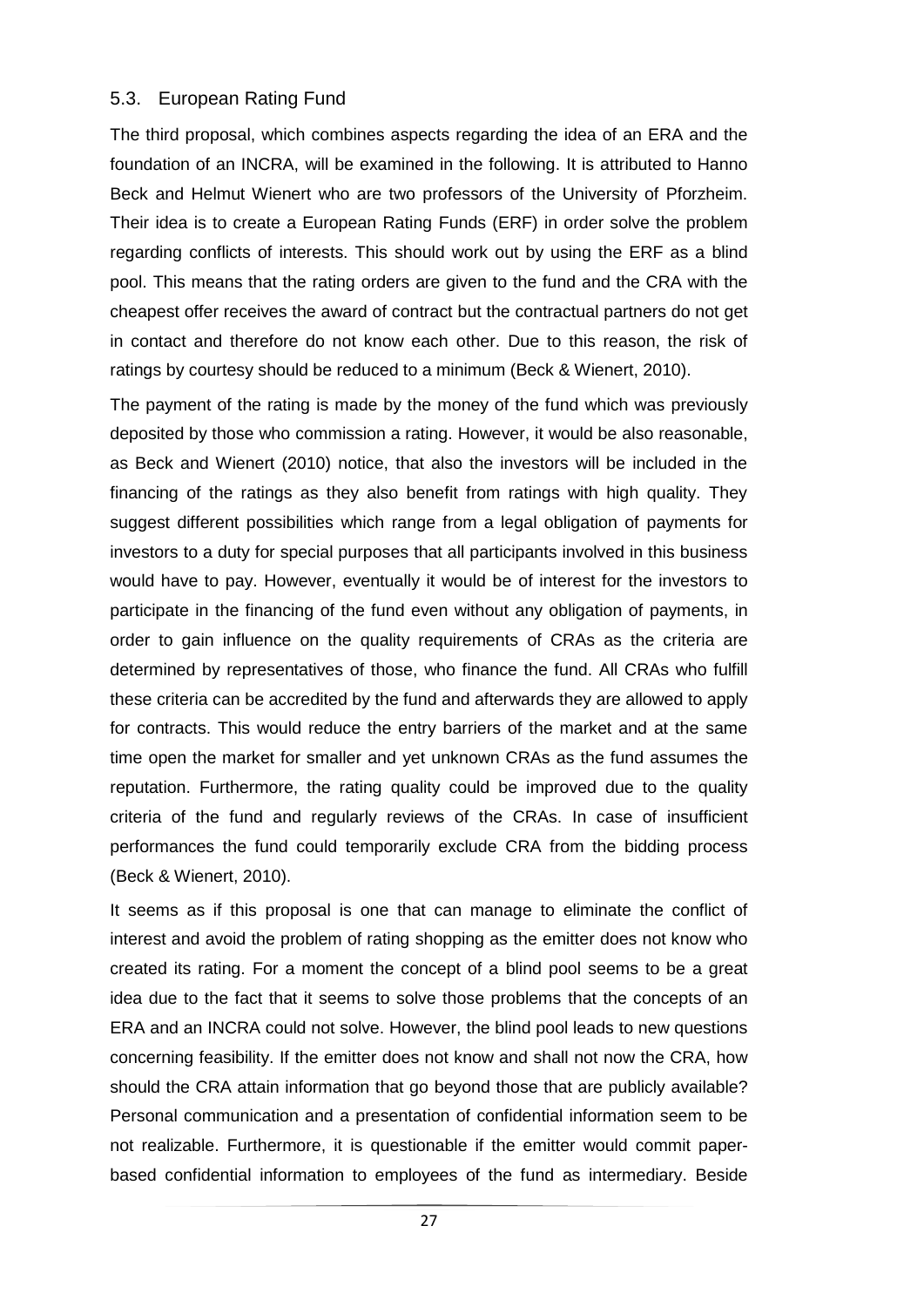### 5.3. European Rating Fund

The third proposal, which combines aspects regarding the idea of an ERA and the foundation of an INCRA, will be examined in the following. It is attributed to Hanno Beck and Helmut Wienert who are two professors of the University of Pforzheim. Their idea is to create a European Rating Funds (ERF) in order solve the problem regarding conflicts of interests. This should work out by using the ERF as a blind pool. This means that the rating orders are given to the fund and the CRA with the cheapest offer receives the award of contract but the contractual partners do not get in contact and therefore do not know each other. Due to this reason, the risk of ratings by courtesy should be reduced to a minimum (Beck & Wienert, 2010).

The payment of the rating is made by the money of the fund which was previously deposited by those who commission a rating. However, it would be also reasonable, as Beck and Wienert (2010) notice, that also the investors will be included in the financing of the ratings as they also benefit from ratings with high quality. They suggest different possibilities which range from a legal obligation of payments for investors to a duty for special purposes that all participants involved in this business would have to pay. However, eventually it would be of interest for the investors to participate in the financing of the fund even without any obligation of payments, in order to gain influence on the quality requirements of CRAs as the criteria are determined by representatives of those, who finance the fund. All CRAs who fulfill these criteria can be accredited by the fund and afterwards they are allowed to apply for contracts. This would reduce the entry barriers of the market and at the same time open the market for smaller and yet unknown CRAs as the fund assumes the reputation. Furthermore, the rating quality could be improved due to the quality criteria of the fund and regularly reviews of the CRAs. In case of insufficient performances the fund could temporarily exclude CRA from the bidding process (Beck & Wienert, 2010).

It seems as if this proposal is one that can manage to eliminate the conflict of interest and avoid the problem of rating shopping as the emitter does not know who created its rating. For a moment the concept of a blind pool seems to be a great idea due to the fact that it seems to solve those problems that the concepts of an ERA and an INCRA could not solve. However, the blind pool leads to new questions concerning feasibility. If the emitter does not know and shall not now the CRA, how should the CRA attain information that go beyond those that are publicly available? Personal communication and a presentation of confidential information seem to be not realizable. Furthermore, it is questionable if the emitter would commit paper-based confidential information to employees of the fund as intermediary. Beside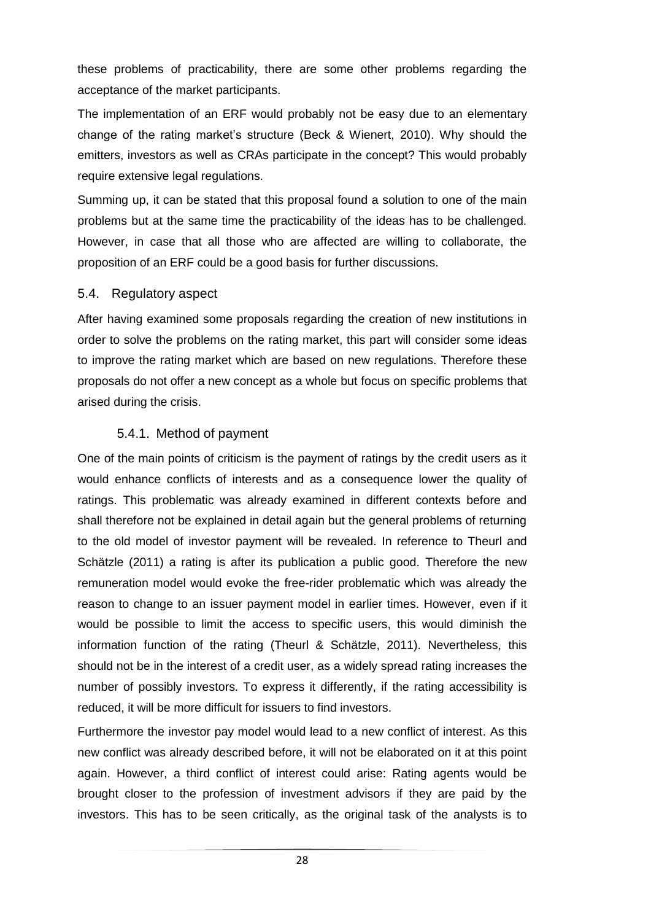these problems of practicability, there are some other problems regarding the acceptance of the market participants.

The implementation of an ERF would probably not be easy due to an elementary change of the rating market's structure (Beck & Wienert, 2010). Why should the emitters, investors as well as CRAs participate in the concept? This would probably require extensive legal regulations.

Summing up, it can be stated that this proposal found a solution to one of the main problems but at the same time the practicability of the ideas has to be challenged. However, in case that all those who are affected are willing to collaborate, the proposition of an ERF could be a good basis for further discussions.

## 5.4. Regulatory aspect

After having examined some proposals regarding the creation of new institutions in order to solve the problems on the rating market, this part will consider some ideas to improve the rating market which are based on new regulations. Therefore these proposals do not offer a new concept as a whole but focus on specific problems that arised during the crisis.

### 5.4.1. Method of payment

One of the main points of criticism is the payment of ratings by the credit users as it would enhance conflicts of interests and as a consequence lower the quality of ratings. This problematic was already examined in different contexts before and shall therefore not be explained in detail again but the general problems of returning to the old model of investor payment will be revealed. In reference to Theurl and Schätzle (2011) a rating is after its publication a public good. Therefore the new remuneration model would evoke the free-rider problematic which was already the reason to change to an issuer payment model in earlier times. However, even if it would be possible to limit the access to specific users, this would diminish the information function of the rating (Theurl & Schätzle, 2011). Nevertheless, this should not be in the interest of a credit user, as a widely spread rating increases the number of possibly investors. To express it differently, if the rating accessibility is reduced, it will be more difficult for issuers to find investors.

Furthermore the investor pay model would lead to a new conflict of interest. As this new conflict was already described before, it will not be elaborated on it at this point again. However, a third conflict of interest could arise: Rating agents would be brought closer to the profession of investment advisors if they are paid by the investors. This has to be seen critically, as the original task of the analysts is to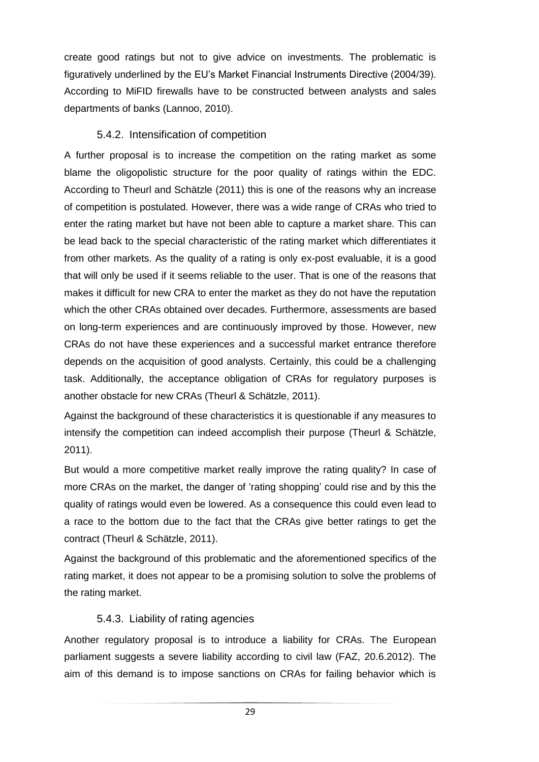create good ratings but not to give advice on investments. The problematic is figuratively underlined by the EU's Market Financial Instruments Directive (2004/39). According to MiFID firewalls have to be constructed between analysts and sales departments of banks (Lannoo, 2010).

### 5.4.2. Intensification of competition

A further proposal is to increase the competition on the rating market as some blame the oligopolistic structure for the poor quality of ratings within the EDC. According to Theurl and Schätzle (2011) this is one of the reasons why an increase of competition is postulated. However, there was a wide range of CRAs who tried to enter the rating market but have not been able to capture a market share. This can be lead back to the special characteristic of the rating market which differentiates it from other markets. As the quality of a rating is only ex-post evaluable, it is a good that will only be used if it seems reliable to the user. That is one of the reasons that makes it difficult for new CRA to enter the market as they do not have the reputation which the other CRAs obtained over decades. Furthermore, assessments are based on long-term experiences and are continuously improved by those. However, new CRAs do not have these experiences and a successful market entrance therefore depends on the acquisition of good analysts. Certainly, this could be a challenging task. Additionally, the acceptance obligation of CRAs for regulatory purposes is another obstacle for new CRAs (Theurl & Schätzle, 2011).

Against the background of these characteristics it is questionable if any measures to intensify the competition can indeed accomplish their purpose (Theurl & Schätzle, 2011).

But would a more competitive market really improve the rating quality? In case of more CRAs on the market, the danger of 'rating shopping' could rise and by this the quality of ratings would even be lowered. As a consequence this could even lead to a race to the bottom due to the fact that the CRAs give better ratings to get the contract (Theurl & Schätzle, 2011).

Against the background of this problematic and the aforementioned specifics of the rating market, it does not appear to be a promising solution to solve the problems of the rating market.

### 5.4.3. Liability of rating agencies

Another regulatory proposal is to introduce a liability for CRAs. The European parliament suggests a severe liability according to civil law (FAZ, 20.6.2012). The aim of this demand is to impose sanctions on CRAs for failing behavior which is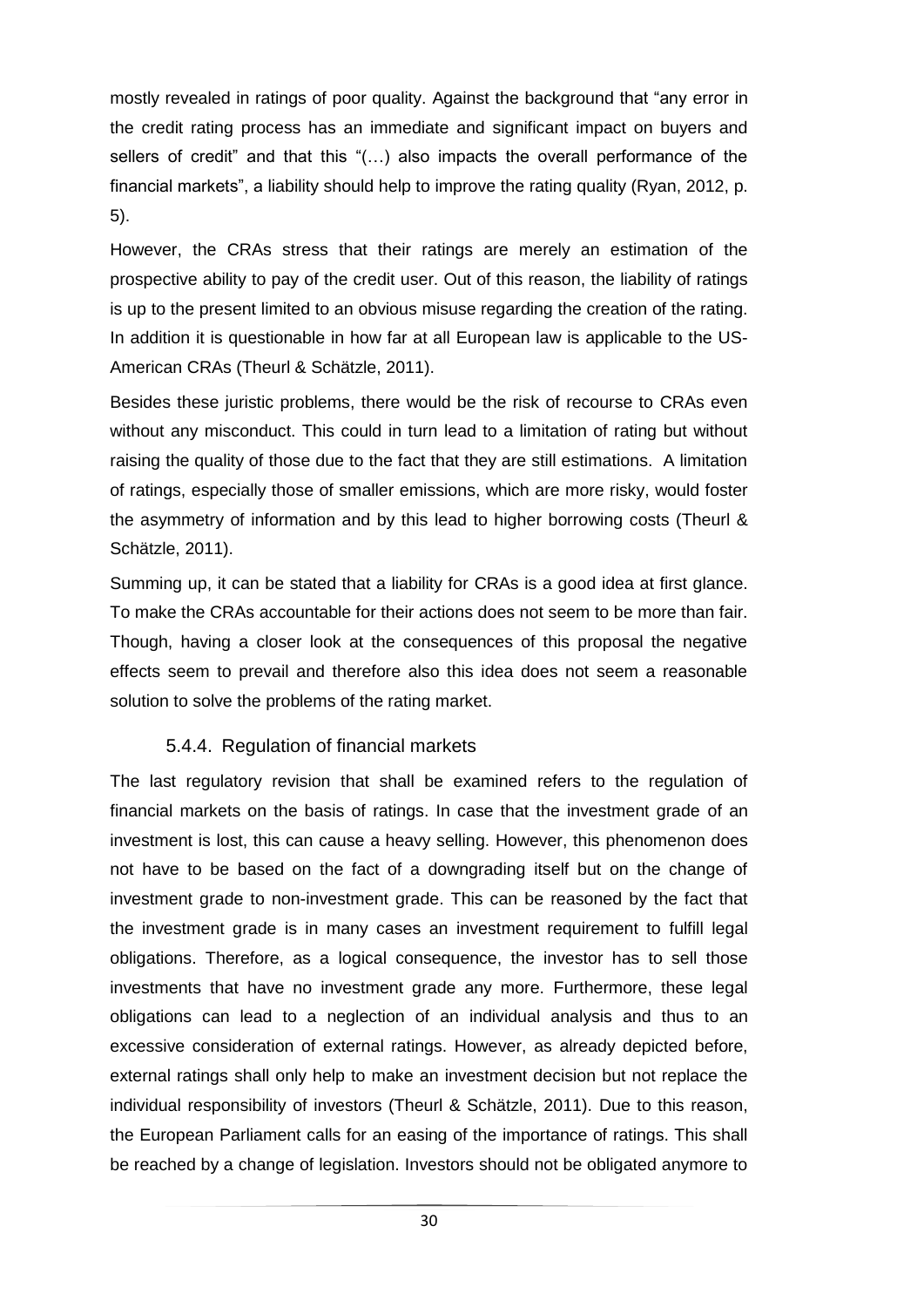mostly revealed in ratings of poor quality. Against the background that "any error in the credit rating process has an immediate and significant impact on buyers and sellers of credit" and that this "(…) also impacts the overall performance of the financial markets", a liability should help to improve the rating quality (Ryan, 2012, p. 5).

However, the CRAs stress that their ratings are merely an estimation of the prospective ability to pay of the credit user. Out of this reason, the liability of ratings is up to the present limited to an obvious misuse regarding the creation of the rating. In addition it is questionable in how far at all European law is applicable to the US-American CRAs (Theurl & Schätzle, 2011).

Besides these juristic problems, there would be the risk of recourse to CRAs even without any misconduct. This could in turn lead to a limitation of rating but without raising the quality of those due to the fact that they are still estimations. A limitation of ratings, especially those of smaller emissions, which are more risky, would foster the asymmetry of information and by this lead to higher borrowing costs (Theurl & Schätzle, 2011).

Summing up, it can be stated that a liability for CRAs is a good idea at first glance. To make the CRAs accountable for their actions does not seem to be more than fair. Though, having a closer look at the consequences of this proposal the negative effects seem to prevail and therefore also this idea does not seem a reasonable solution to solve the problems of the rating market.

#### 5.4.4. Regulation of financial markets

The last regulatory revision that shall be examined refers to the regulation of financial markets on the basis of ratings. In case that the investment grade of an investment is lost, this can cause a heavy selling. However, this phenomenon does not have to be based on the fact of a downgrading itself but on the change of investment grade to non-investment grade. This can be reasoned by the fact that the investment grade is in many cases an investment requirement to fulfill legal obligations. Therefore, as a logical consequence, the investor has to sell those investments that have no investment grade any more. Furthermore, these legal obligations can lead to a neglection of an individual analysis and thus to an excessive consideration of external ratings. However, as already depicted before, external ratings shall only help to make an investment decision but not replace the individual responsibility of investors (Theurl & Schätzle, 2011). Due to this reason, the European Parliament calls for an easing of the importance of ratings. This shall be reached by a change of legislation. Investors should not be obligated anymore to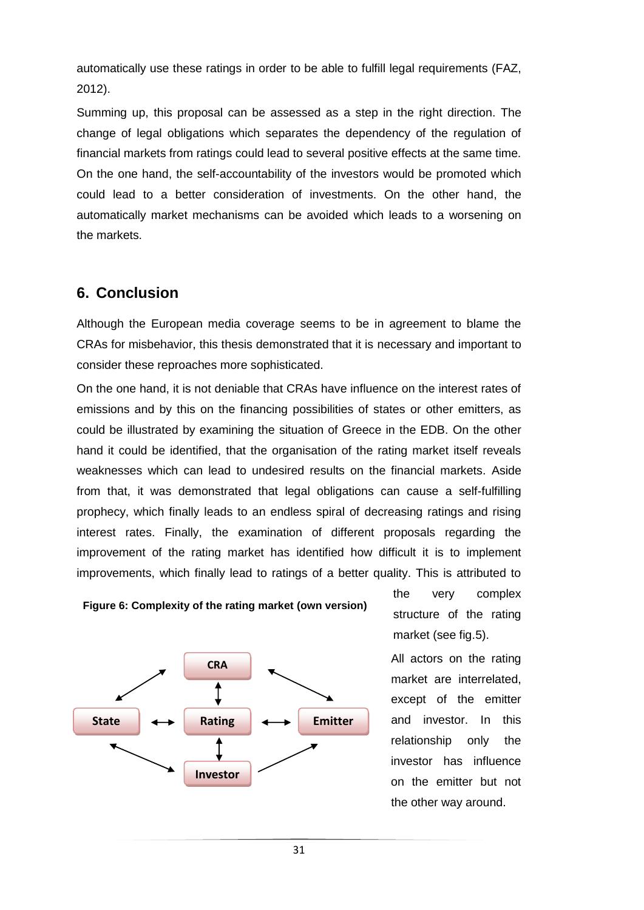automatically use these ratings in order to be able to fulfill legal requirements (FAZ, 2012).

Summing up, this proposal can be assessed as a step in the right direction. The change of legal obligations which separates the dependency of the regulation of financial markets from ratings could lead to several positive effects at the same time. On the one hand, the self-accountability of the investors would be promoted which could lead to a better consideration of investments. On the other hand, the automatically market mechanisms can be avoided which leads to a worsening on the markets.

## 6. Conclusion

Although the European media coverage seems to be in agreement to blame the CRAs for misbehavior, this thesis demonstrated that it is necessary and important to consider these reproaches more sophisticated.

On the one hand, it is not deniable that CRAs have influence on the interest rates of emissions and by this on the financing possibilities of states or other emitters, as could be illustrated by examining the situation of Greece in the EDB. On the other hand it could be identified, that the organisation of the rating market itself reveals weaknesses which can lead to undesired results on the financial markets. Aside from that, it was demonstrated that legal obligations can cause a self-fulfilling prophecy, which finally leads to an endless spiral of decreasing ratings and rising interest rates. Finally, the examination of different proposals regarding the improvement of the rating market has identified how difficult it is to implement improvements, which finally lead to ratings of a better quality. This is attributed to the very complex structure of the rating market (see fig.5).

**Figure 6: Complexity of the rating market (own version)**

All actors on the rating market are interrelated, except of the emitter and investor. In this relationship only the investor has influence on the emitter but not the other way around.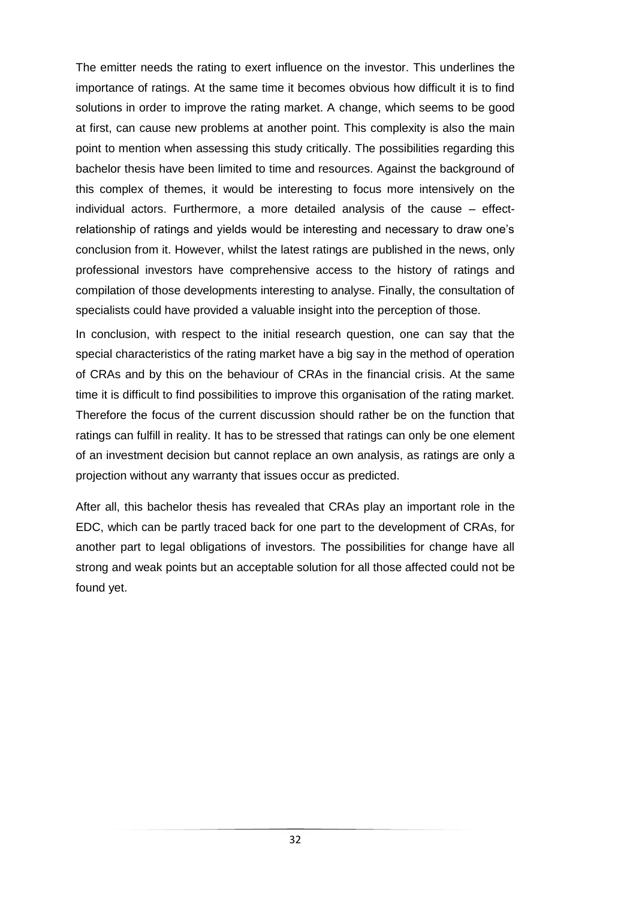The emitter needs the rating to exert influence on the investor. This underlines the importance of ratings. At the same time it becomes obvious how difficult it is to find solutions in order to improve the rating market. A change, which seems to be good at first, can cause new problems at another point. This complexity is also the main point to mention when assessing this study critically. The possibilities regarding this bachelor thesis have been limited to time and resources. Against the background of this complex of themes, it would be interesting to focus more intensively on the individual actors. Furthermore, a more detailed analysis of the cause – effect-relationship of ratings and yields would be interesting and necessary to draw one's conclusion from it. However, whilst the latest ratings are published in the news, only professional investors have comprehensive access to the history of ratings and compilation of those developments interesting to analyse. Finally, the consultation of specialists could have provided a valuable insight into the perception of those.

In conclusion, with respect to the initial research question, one can say that the special characteristics of the rating market have a big say in the method of operation of CRAs and by this on the behaviour of CRAs in the financial crisis. At the same time it is difficult to find possibilities to improve this organisation of the rating market. Therefore the focus of the current discussion should rather be on the function that ratings can fulfill in reality. It has to be stressed that ratings can only be one element of an investment decision but cannot replace an own analysis, as ratings are only a projection without any warranty that issues occur as predicted.

After all, this bachelor thesis has revealed that CRAs play an important role in the EDC, which can be partly traced back for one part to the development of CRAs, for another part to legal obligations of investors. The possibilities for change have all strong and weak points but an acceptable solution for all those affected could not be found yet.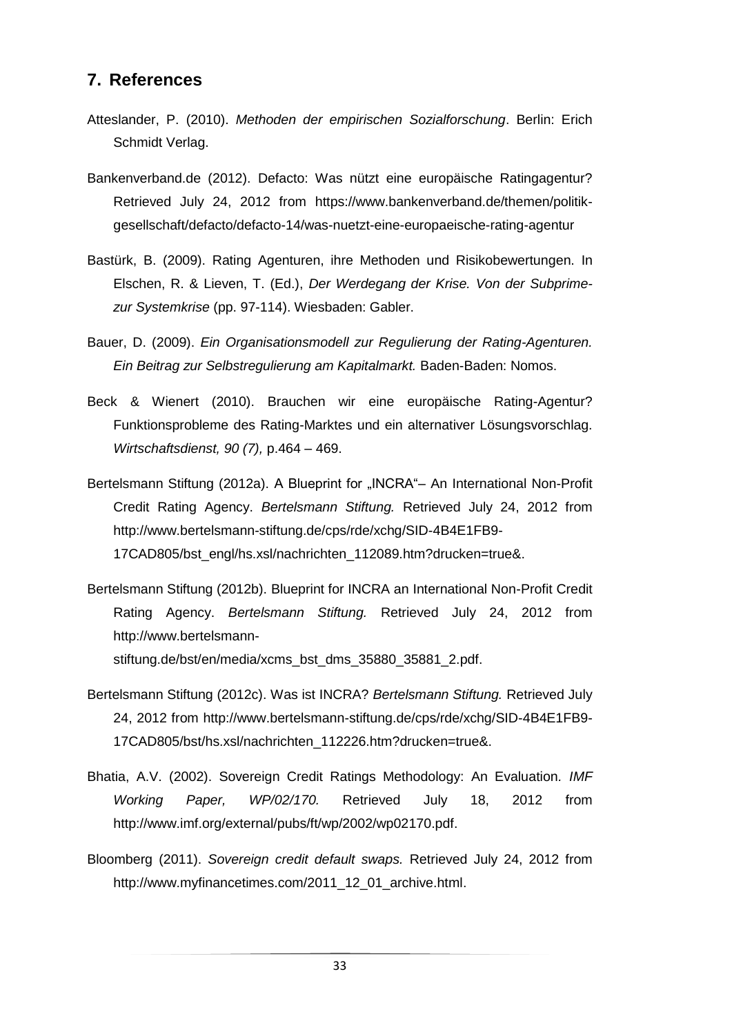## 7. References

Atteslander, P. (2010). *Methoden der empirischen Sozialforschung*. Berlin: Erich Schmidt Verlag.

Bankenverband.de (2012). Defacto: Was nützt eine europäische Ratingagentur? Retrieved July 24, 2012 from https://www.bankenverband.de/themen/politik-gesellschaft/defacto/defacto-14/was-nuetzt-eine-europaeische-rating-agentur

Bastürk, B. (2009). Rating Agenturen, ihre Methoden und Risikobewertungen. In Elschen, R. & Lieven, T. (Ed.), *Der Werdegang der Krise. Von der Subprime- zur Systemkrise* (pp. 97-114). Wiesbaden: Gabler.

Bauer, D. (2009). *Ein Organisationsmodell zur Regulierung der Rating-Agenturen. Ein Beitrag zur Selbstregulierung am Kapitalmarkt.* Baden-Baden: Nomos.

Beck & Wienert (2010). Brauchen wir eine europäische Rating-Agentur? Funktionsprobleme des Rating-Marktes und ein alternativer Lösungsvorschlag. *Wirtschaftsdienst, 90 (7),* p.464 – 469.

Bertelsmann Stiftung (2012a). A Blueprint for „INCRA"– An International Non-Profit Credit Rating Agency. *Bertelsmann Stiftung.* Retrieved July 24, 2012 from http://www.bertelsmann-stiftung.de/cps/rde/xchg/SID-4B4E1FB9-17CAD805/bst_engl/hs.xsl/nachrichten_112089.htm?drucken=true&.

Bertelsmann Stiftung (2012b). Blueprint for INCRA an International Non-Profit Credit Rating Agency. *Bertelsmann Stiftung.* Retrieved July 24, 2012 from http://www.bertelsmann-stiftung.de/bst/en/media/xcms_bst_dms_35880_35881_2.pdf.

Bertelsmann Stiftung (2012c). Was ist INCRA? *Bertelsmann Stiftung.* Retrieved July 24, 2012 from http://www.bertelsmann-stiftung.de/cps/rde/xchg/SID-4B4E1FB9-17CAD805/bst/hs.xsl/nachrichten_112226.htm?drucken=true&.

Bhatia, A.V. (2002). Sovereign Credit Ratings Methodology: An Evaluation. *IMF Working Paper, WP/02/170.* Retrieved July 18, 2012 from http://www.imf.org/external/pubs/ft/wp/2002/wp02170.pdf.

Bloomberg (2011). *Sovereign credit default swaps.* Retrieved July 24, 2012 from http://www.myfinancetimes.com/2011_12_01_archive.html.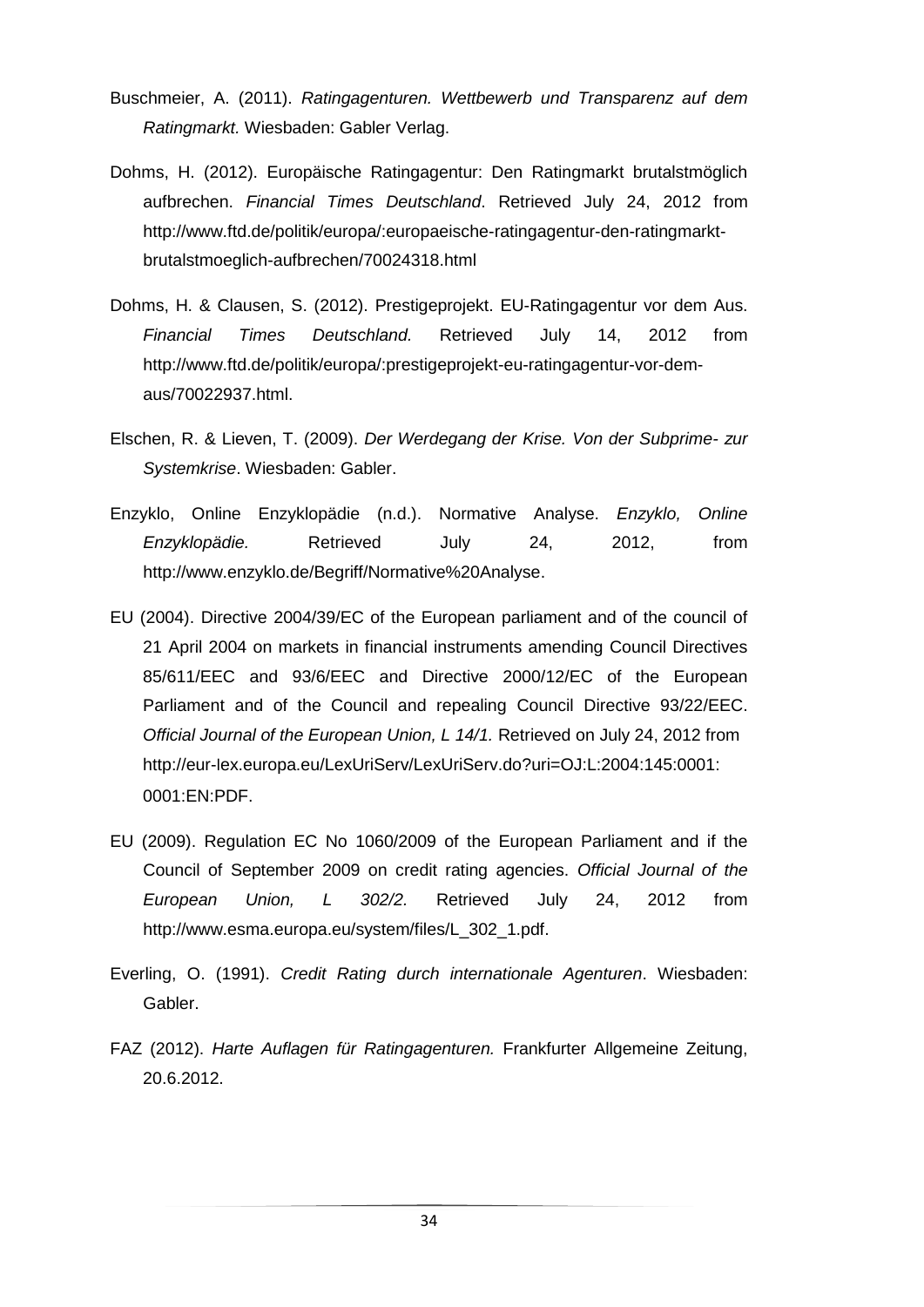Buschmeier, A. (2011). *Ratingagenturen. Wettbewerb und Transparenz auf dem Ratingmarkt.* Wiesbaden: Gabler Verlag.

Dohms, H. (2012). Europäische Ratingagentur: Den Ratingmarkt brutalstmöglich aufbrechen. *Financial Times Deutschland*. Retrieved July 24, 2012 from http://www.ftd.de/politik/europa/:europaeische-ratingagentur-den-ratingmarkt-brutalstmoeglich-aufbrechen/70024318.html

Dohms, H. & Clausen, S. (2012). Prestigeprojekt. EU-Ratingagentur vor dem Aus. *Financial Times Deutschland.* Retrieved July 14, 2012 from http://www.ftd.de/politik/europa/:prestigeprojekt-eu-ratingagentur-vor-dem-aus/70022937.html.

Elschen, R. & Lieven, T. (2009). *Der Werdegang der Krise. Von der Subprime- zur Systemkrise*. Wiesbaden: Gabler.

Enzyklo, Online Enzyklopädie (n.d.). Normative Analyse. *Enzyklo, Online Enzyklopädie.* Retrieved July 24, 2012, from http://www.enzyklo.de/Begriff/Normative%20Analyse.

EU (2004). Directive 2004/39/EC of the European parliament and of the council of 21 April 2004 on markets in financial instruments amending Council Directives 85/611/EEC and 93/6/EEC and Directive 2000/12/EC of the European Parliament and of the Council and repealing Council Directive 93/22/EEC. *Official Journal of the European Union, L 14/1.* Retrieved on July 24, 2012 from http://eur-lex.europa.eu/LexUriServ/LexUriServ.do?uri=OJ:L:2004:145:0001:0001:EN:PDF.

EU (2009). Regulation EC No 1060/2009 of the European Parliament and if the Council of September 2009 on credit rating agencies. *Official Journal of the European Union, L 302/2.* Retrieved July 24, 2012 from http://www.esma.europa.eu/system/files/L_302_1.pdf.

Everling, O. (1991). *Credit Rating durch internationale Agenturen*. Wiesbaden: Gabler.

FAZ (2012). *Harte Auflagen für Ratingagenturen.* Frankfurter Allgemeine Zeitung, 20.6.2012.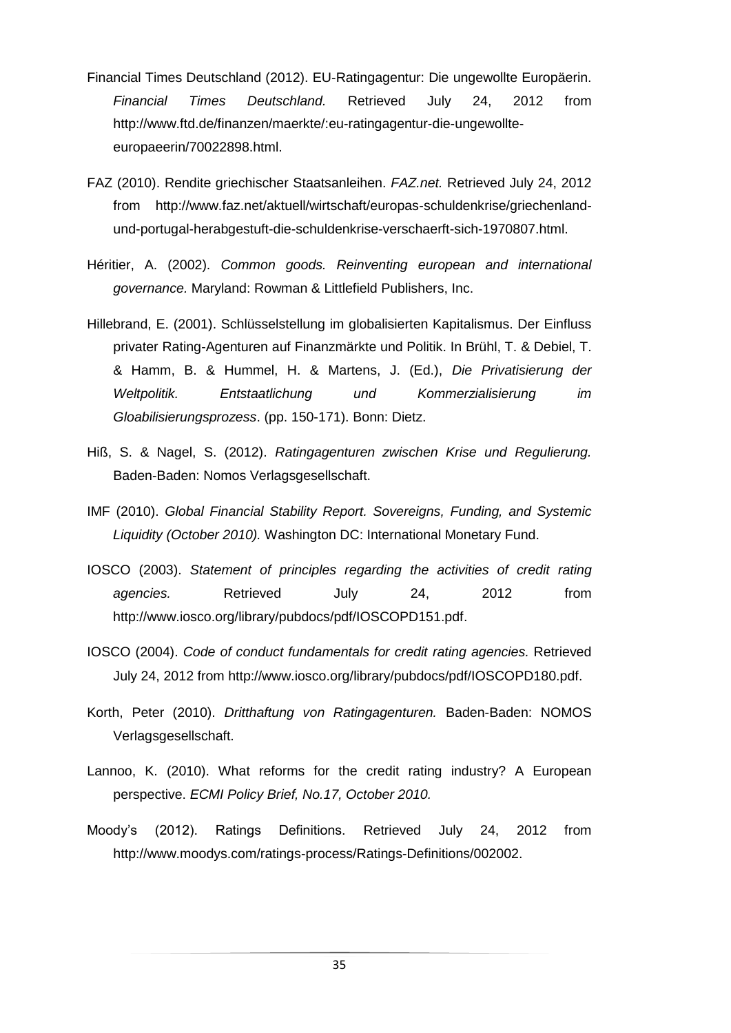Financial Times Deutschland (2012). EU-Ratingagentur: Die ungewollte Europäerin. *Financial Times Deutschland.* Retrieved July 24, 2012 from http://www.ftd.de/finanzen/maerkte/:eu-ratingagentur-die-ungewollte-europaeerin/70022898.html.

FAZ (2010). Rendite griechischer Staatsanleihen. *FAZ.net.* Retrieved July 24, 2012 from http://www.faz.net/aktuell/wirtschaft/europas-schuldenkrise/griechenland-und-portugal-herabgestuft-die-schuldenkrise-verschaerft-sich-1970807.html.

Héritier, A. (2002). *Common goods. Reinventing european and international governance.* Maryland: Rowman & Littlefield Publishers, Inc.

Hillebrand, E. (2001). Schlüsselstellung im globalisierten Kapitalismus. Der Einfluss privater Rating-Agenturen auf Finanzmärkte und Politik. In Brühl, T. & Debiel, T. & Hamm, B. & Hummel, H. & Martens, J. (Ed.), *Die Privatisierung der Weltpolitik. Entstaatlichung und Kommerzialisierung im Gloabilisierungsprozess*. (pp. 150-171). Bonn: Dietz.

Hiß, S. & Nagel, S. (2012). *Ratingagenturen zwischen Krise und Regulierung.* Baden-Baden: Nomos Verlagsgesellschaft.

IMF (2010). *Global Financial Stability Report. Sovereigns, Funding, and Systemic Liquidity (October 2010).* Washington DC: International Monetary Fund.

IOSCO (2003). *Statement of principles regarding the activities of credit rating agencies.* Retrieved July 24, 2012 from http://www.iosco.org/library/pubdocs/pdf/IOSCOPD151.pdf.

IOSCO (2004). *Code of conduct fundamentals for credit rating agencies.* Retrieved July 24, 2012 from http://www.iosco.org/library/pubdocs/pdf/IOSCOPD180.pdf.

Korth, Peter (2010). *Dritthaftung von Ratingagenturen.* Baden-Baden: NOMOS Verlagsgesellschaft.

Lannoo, K. (2010). What reforms for the credit rating industry? A European perspective. *ECMI Policy Brief, No.17, October 2010.*

Moody's (2012). Ratings Definitions. Retrieved July 24, 2012 from http://www.moodys.com/ratings-process/Ratings-Definitions/002002.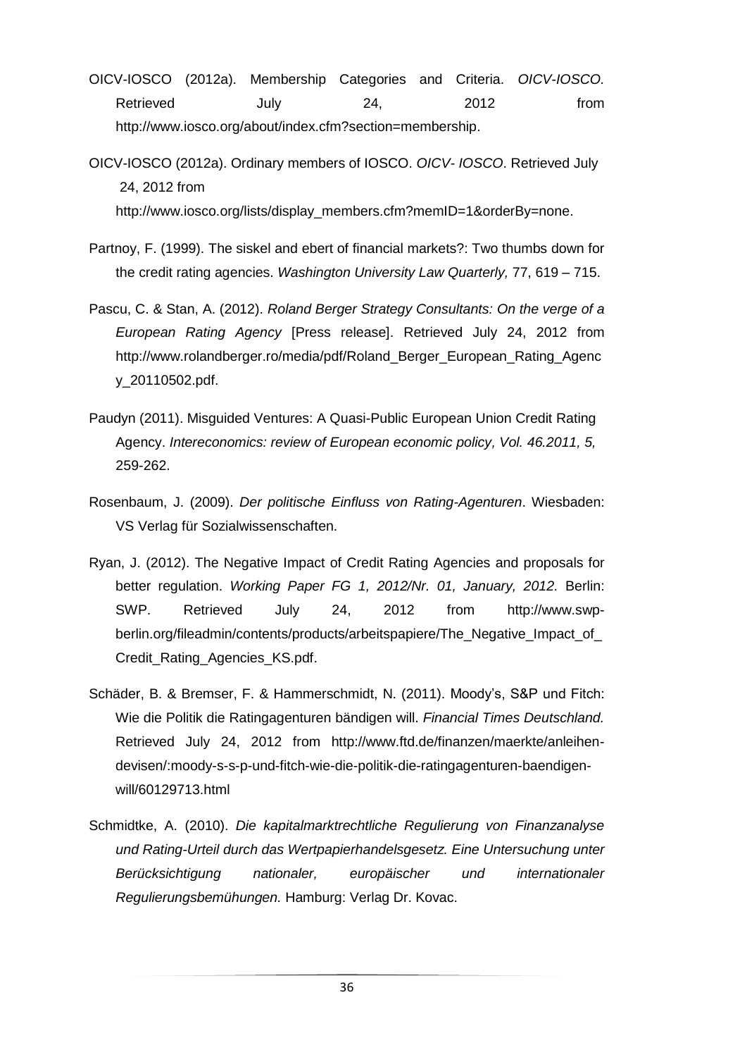OICV-IOSCO (2012a). Membership Categories and Criteria. *OICV-IOSCO.* Retrieved July 24, 2012 from http://www.iosco.org/about/index.cfm?section=membership.

OICV-IOSCO (2012a). Ordinary members of IOSCO. *OICV- IOSCO*. Retrieved July 24, 2012 from http://www.iosco.org/lists/display_members.cfm?memID=1&orderBy=none.

Partnoy, F. (1999). The siskel and ebert of financial markets?: Two thumbs down for the credit rating agencies. *Washington University Law Quarterly,* 77, 619 – 715.

Pascu, C. & Stan, A. (2012). *Roland Berger Strategy Consultants: On the verge of a European Rating Agency* [Press release]. Retrieved July 24, 2012 from http://www.rolandberger.ro/media/pdf/Roland_Berger_European_Rating_Agency_20110502.pdf.

Paudyn (2011). Misguided Ventures: A Quasi-Public European Union Credit Rating Agency. *Intereconomics: review of European economic policy, Vol. 46.2011, 5,* 259-262.

Rosenbaum, J. (2009). *Der politische Einfluss von Rating-Agenturen*. Wiesbaden: VS Verlag für Sozialwissenschaften.

Ryan, J. (2012). The Negative Impact of Credit Rating Agencies and proposals for better regulation. *Working Paper FG 1, 2012/Nr. 01, January, 2012.* Berlin: SWP. Retrieved July 24, 2012 from http://www.swp-berlin.org/fileadmin/contents/products/arbeitspapiere/The_Negative_Impact_of_Credit_Rating_Agencies_KS.pdf.

Schäder, B. & Bremser, F. & Hammerschmidt, N. (2011). Moody's, S&P und Fitch: Wie die Politik die Ratingagenturen bändigen will. *Financial Times Deutschland.* Retrieved July 24, 2012 from http://www.ftd.de/finanzen/maerkte/anleihen-devisen/:moody-s-s-p-und-fitch-wie-die-politik-die-ratingagenturen-baendigen-will/60129713.html

Schmidtke, A. (2010). *Die kapitalmarktrechtliche Regulierung von Finanzanalyse und Rating-Urteil durch das Wertpapierhandelsgesetz. Eine Untersuchung unter Berücksichtigung nationaler, europäischer und internationaler Regulierungsbemühungen.* Hamburg: Verlag Dr. Kovac.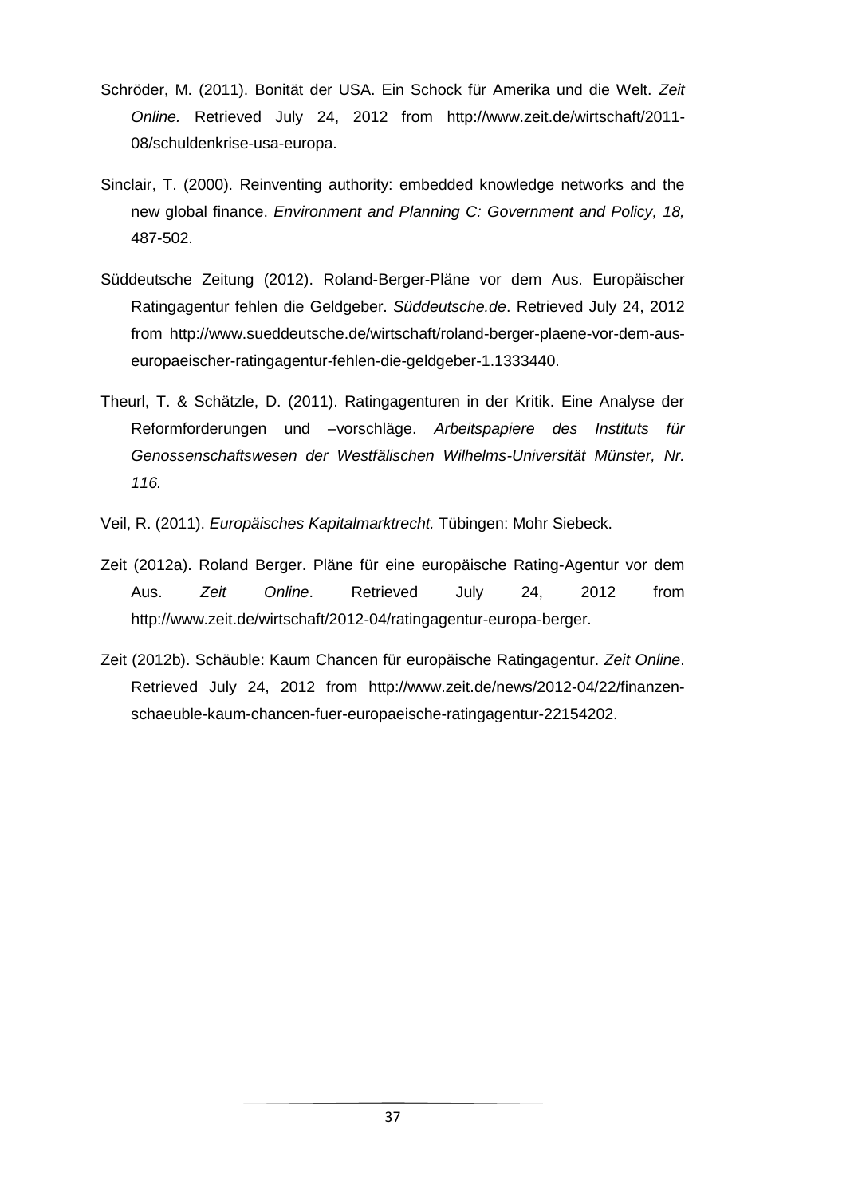Schröder, M. (2011). Bonität der USA. Ein Schock für Amerika und die Welt. *Zeit Online.* Retrieved July 24, 2012 from http://www.zeit.de/wirtschaft/2011-08/schuldenkrise-usa-europa.

Sinclair, T. (2000). Reinventing authority: embedded knowledge networks and the new global finance. *Environment and Planning C: Government and Policy, 18,* 487-502.

Süddeutsche Zeitung (2012). Roland-Berger-Pläne vor dem Aus. Europäischer Ratingagentur fehlen die Geldgeber. *Süddeutsche.de*. Retrieved July 24, 2012 from http://www.sueddeutsche.de/wirtschaft/roland-berger-plaene-vor-dem-aus-europaeischer-ratingagentur-fehlen-die-geldgeber-1.1333440.

Theurl, T. & Schätzle, D. (2011). Ratingagenturen in der Kritik. Eine Analyse der Reformforderungen und –vorschläge. *Arbeitspapiere des Instituts für Genossenschaftswesen der Westfälischen Wilhelms-Universität Münster, Nr. 116.*

Veil, R. (2011). *Europäisches Kapitalmarktrecht.* Tübingen: Mohr Siebeck.

Zeit (2012a). Roland Berger. Pläne für eine europäische Rating-Agentur vor dem Aus. *Zeit Online*. Retrieved July 24, 2012 from http://www.zeit.de/wirtschaft/2012-04/ratingagentur-europa-berger.

Zeit (2012b). Schäuble: Kaum Chancen für europäische Ratingagentur. *Zeit Online*. Retrieved July 24, 2012 from http://www.zeit.de/news/2012-04/22/finanzen-schaeuble-kaum-chancen-fuer-europaeische-ratingagentur-22154202.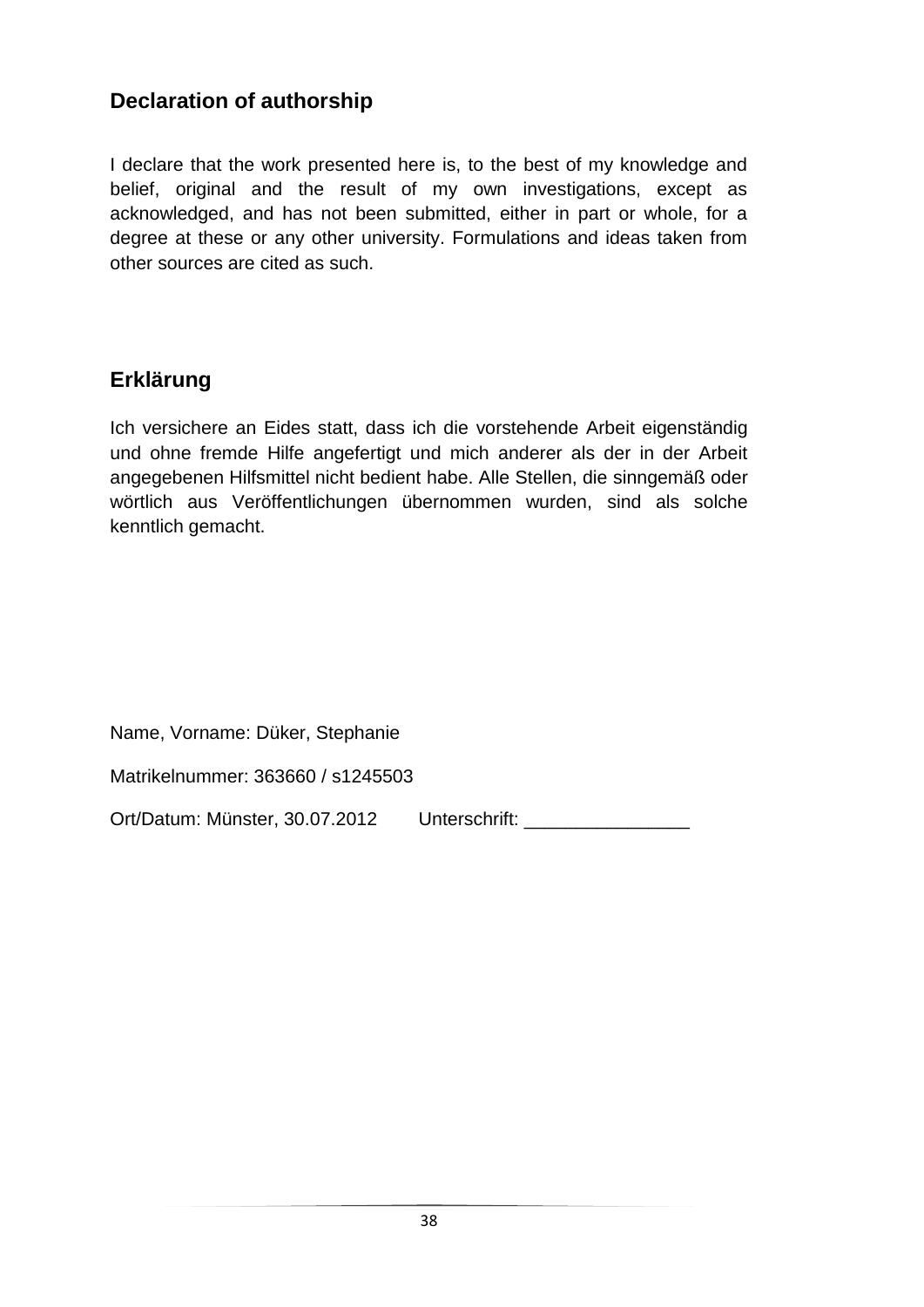## Declaration of authorship

I declare that the work presented here is, to the best of my knowledge and belief, original and the result of my own investigations, except as acknowledged, and has not been submitted, either in part or whole, for a degree at these or any other university. Formulations and ideas taken from other sources are cited as such.

## Erklärung

Ich versichere an Eides statt, dass ich die vorstehende Arbeit eigenständig und ohne fremde Hilfe angefertigt und mich anderer als der in der Arbeit angegebenen Hilfsmittel nicht bedient habe. Alle Stellen, die sinngemäß oder wörtlich aus Veröffentlichungen übernommen wurden, sind als solche kenntlich gemacht.

Name, Vorname: Düker, Stephanie

Matrikelnummer: 363660 / s1245503

Ort/Datum: Münster, 30.07.2012 Unterschrift: ________________